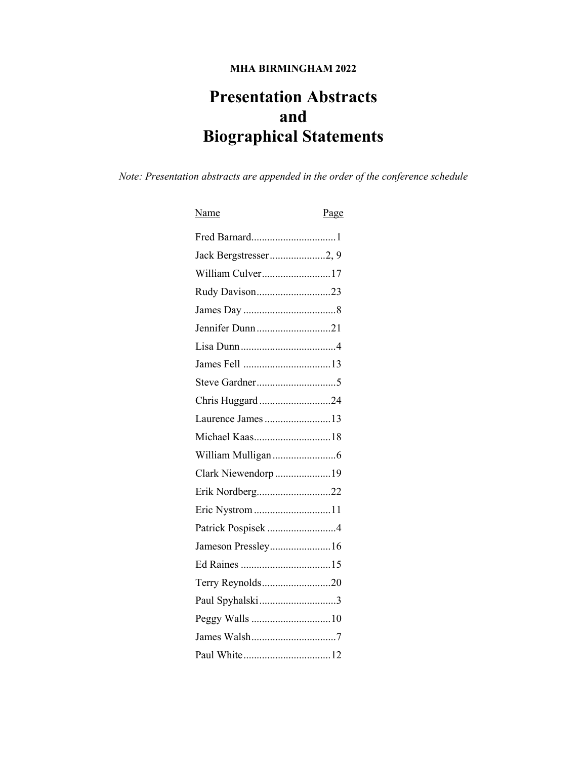**MHA BIRMINGHAM 2022**

# Presentation Abstracts and Biographical Statements

*Note: Presentation abstracts are appended in the order of the conference schedule*

| Name | Page |
|---|---|
| Fred Barnard | 1 |
| Jack Bergstresser | 2, 9 |
| William Culver | 17 |
| Rudy Davison | 23 |
| James Day | 8 |
| Jennifer Dunn | 21 |
| Lisa Dunn | 4 |
| James Fell | 13 |
| Steve Gardner | 5 |
| Chris Huggard | 24 |
| Laurence James | 13 |
| Michael Kaas | 18 |
| William Mulligan | 6 |
| Clark Niewendorp | 19 |
| Erik Nordberg | 22 |
| Eric Nystrom | 11 |
| Patrick Pospisek | 4 |
| Jameson Pressley | 16 |
| Ed Raines | 15 |
| Terry Reynolds | 20 |
| Paul Spyhalski | 3 |
| Peggy Walls | 10 |
| James Walsh | 7 |
| Paul White | 12 |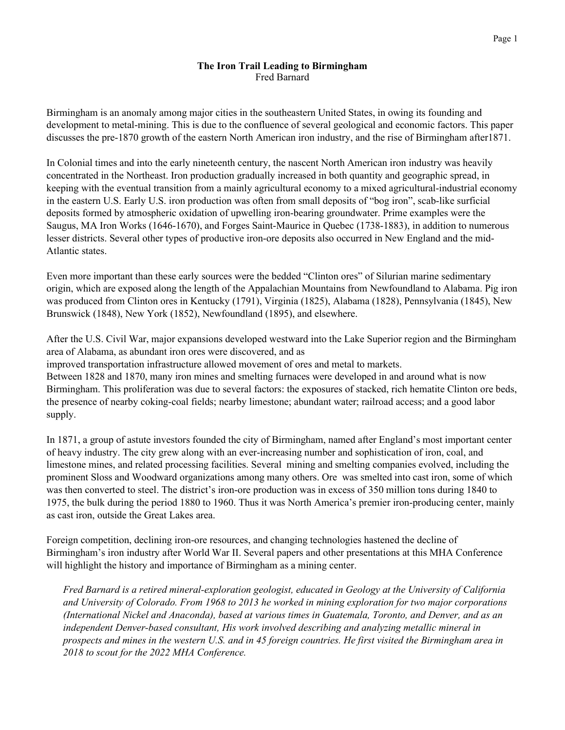**The Iron Trail Leading to Birmingham**
Fred Barnard

Birmingham is an anomaly among major cities in the southeastern United States, in owing its founding and development to metal-mining. This is due to the confluence of several geological and economic factors. This paper discusses the pre-1870 growth of the eastern North American iron industry, and the rise of Birmingham after1871.

In Colonial times and into the early nineteenth century, the nascent North American iron industry was heavily concentrated in the Northeast. Iron production gradually increased in both quantity and geographic spread, in keeping with the eventual transition from a mainly agricultural economy to a mixed agricultural-industrial economy in the eastern U.S. Early U.S. iron production was often from small deposits of "bog iron", scab-like surficial deposits formed by atmospheric oxidation of upwelling iron-bearing groundwater. Prime examples were the Saugus, MA Iron Works (1646-1670), and Forges Saint-Maurice in Quebec (1738-1883), in addition to numerous lesser districts. Several other types of productive iron-ore deposits also occurred in New England and the mid-Atlantic states.

Even more important than these early sources were the bedded "Clinton ores" of Silurian marine sedimentary origin, which are exposed along the length of the Appalachian Mountains from Newfoundland to Alabama. Pig iron was produced from Clinton ores in Kentucky (1791), Virginia (1825), Alabama (1828), Pennsylvania (1845), New Brunswick (1848), New York (1852), Newfoundland (1895), and elsewhere.

After the U.S. Civil War, major expansions developed westward into the Lake Superior region and the Birmingham area of Alabama, as abundant iron ores were discovered, and as improved transportation infrastructure allowed movement of ores and metal to markets.
Between 1828 and 1870, many iron mines and smelting furnaces were developed in and around what is now Birmingham. This proliferation was due to several factors: the exposures of stacked, rich hematite Clinton ore beds, the presence of nearby coking-coal fields; nearby limestone; abundant water; railroad access; and a good labor supply.

In 1871, a group of astute investors founded the city of Birmingham, named after England's most important center of heavy industry. The city grew along with an ever-increasing number and sophistication of iron, coal, and limestone mines, and related processing facilities. Several mining and smelting companies evolved, including the prominent Sloss and Woodward organizations among many others. Ore was smelted into cast iron, some of which was then converted to steel. The district's iron-ore production was in excess of 350 million tons during 1840 to 1975, the bulk during the period 1880 to 1960. Thus it was North America's premier iron-producing center, mainly as cast iron, outside the Great Lakes area.

Foreign competition, declining iron-ore resources, and changing technologies hastened the decline of Birmingham's iron industry after World War II. Several papers and other presentations at this MHA Conference will highlight the history and importance of Birmingham as a mining center.

*Fred Barnard is a retired mineral-exploration geologist, educated in Geology at the University of California and University of Colorado. From 1968 to 2013 he worked in mining exploration for two major corporations (International Nickel and Anaconda), based at various times in Guatemala, Toronto, and Denver, and as an independent Denver-based consultant, His work involved describing and analyzing metallic mineral in prospects and mines in the western U.S. and in 45 foreign countries. He first visited the Birmingham area in 2018 to scout for the 2022 MHA Conference.*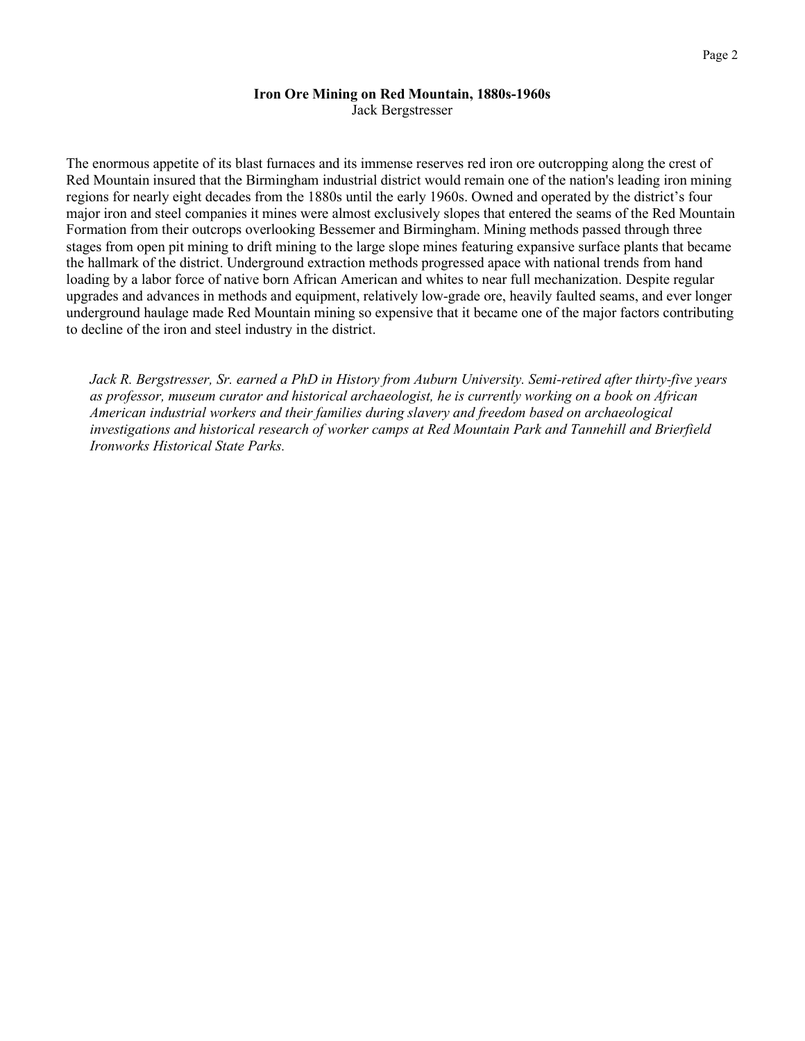**Iron Ore Mining on Red Mountain, 1880s-1960s**
Jack Bergstresser

The enormous appetite of its blast furnaces and its immense reserves red iron ore outcropping along the crest of Red Mountain insured that the Birmingham industrial district would remain one of the nation's leading iron mining regions for nearly eight decades from the 1880s until the early 1960s. Owned and operated by the district's four major iron and steel companies it mines were almost exclusively slopes that entered the seams of the Red Mountain Formation from their outcrops overlooking Bessemer and Birmingham. Mining methods passed through three stages from open pit mining to drift mining to the large slope mines featuring expansive surface plants that became the hallmark of the district. Underground extraction methods progressed apace with national trends from hand loading by a labor force of native born African American and whites to near full mechanization. Despite regular upgrades and advances in methods and equipment, relatively low-grade ore, heavily faulted seams, and ever longer underground haulage made Red Mountain mining so expensive that it became one of the major factors contributing to decline of the iron and steel industry in the district.

*Jack R. Bergstresser, Sr. earned a PhD in History from Auburn University. Semi-retired after thirty-five years as professor, museum curator and historical archaeologist, he is currently working on a book on African American industrial workers and their families during slavery and freedom based on archaeological investigations and historical research of worker camps at Red Mountain Park and Tannehill and Brierfield Ironworks Historical State Parks.*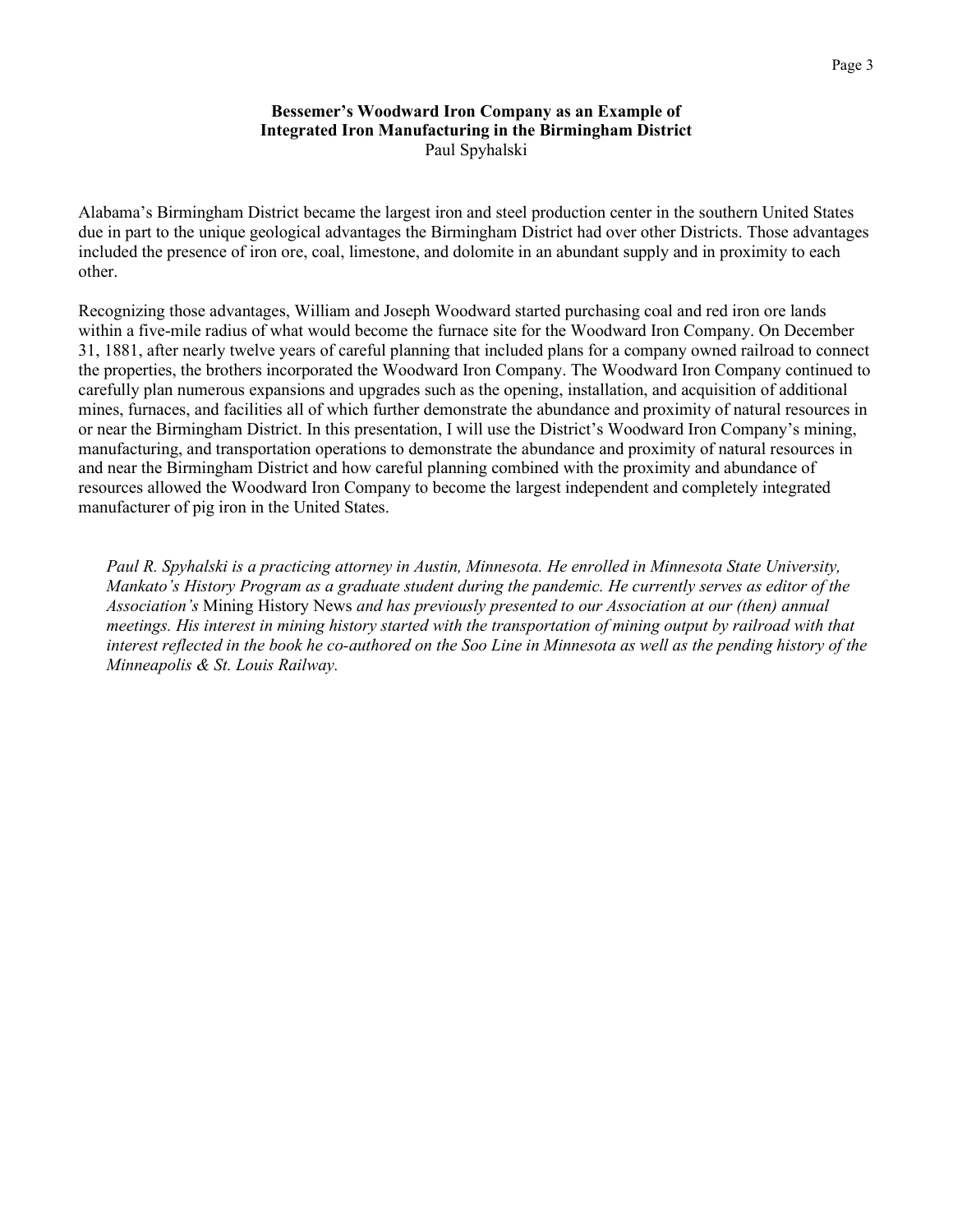## Bessemer's Woodward Iron Company as an Example of Integrated Iron Manufacturing in the Birmingham District

Paul Spyhalski

Alabama's Birmingham District became the largest iron and steel production center in the southern United States due in part to the unique geological advantages the Birmingham District had over other Districts. Those advantages included the presence of iron ore, coal, limestone, and dolomite in an abundant supply and in proximity to each other.

Recognizing those advantages, William and Joseph Woodward started purchasing coal and red iron ore lands within a five-mile radius of what would become the furnace site for the Woodward Iron Company. On December 31, 1881, after nearly twelve years of careful planning that included plans for a company owned railroad to connect the properties, the brothers incorporated the Woodward Iron Company. The Woodward Iron Company continued to carefully plan numerous expansions and upgrades such as the opening, installation, and acquisition of additional mines, furnaces, and facilities all of which further demonstrate the abundance and proximity of natural resources in or near the Birmingham District. In this presentation, I will use the District's Woodward Iron Company's mining, manufacturing, and transportation operations to demonstrate the abundance and proximity of natural resources in and near the Birmingham District and how careful planning combined with the proximity and abundance of resources allowed the Woodward Iron Company to become the largest independent and completely integrated manufacturer of pig iron in the United States.

*Paul R. Spyhalski is a practicing attorney in Austin, Minnesota. He enrolled in Minnesota State University, Mankato's History Program as a graduate student during the pandemic. He currently serves as editor of the Association's* Mining History News *and has previously presented to our Association at our (then) annual meetings. His interest in mining history started with the transportation of mining output by railroad with that interest reflected in the book he co-authored on the Soo Line in Minnesota as well as the pending history of the Minneapolis & St. Louis Railway.*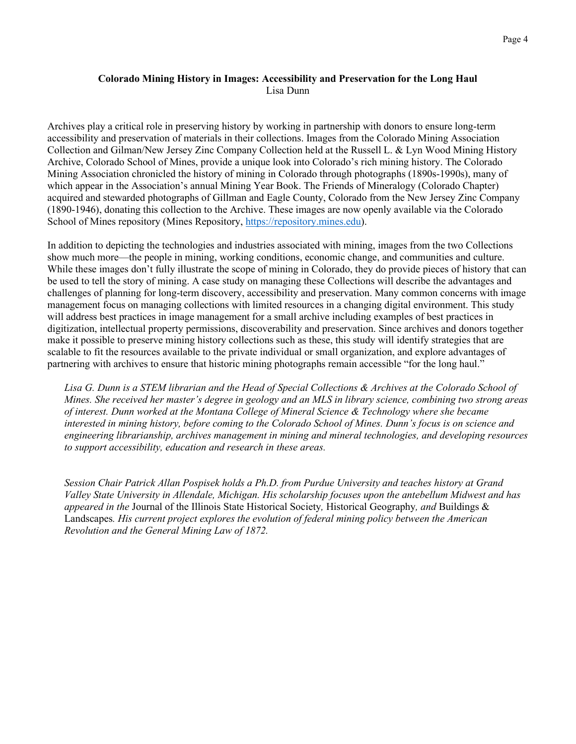**Colorado Mining History in Images: Accessibility and Preservation for the Long Haul**
Lisa Dunn

Archives play a critical role in preserving history by working in partnership with donors to ensure long-term accessibility and preservation of materials in their collections. Images from the Colorado Mining Association Collection and Gilman/New Jersey Zinc Company Collection held at the Russell L. & Lyn Wood Mining History Archive, Colorado School of Mines, provide a unique look into Colorado's rich mining history. The Colorado Mining Association chronicled the history of mining in Colorado through photographs (1890s-1990s), many of which appear in the Association's annual Mining Year Book. The Friends of Mineralogy (Colorado Chapter) acquired and stewarded photographs of Gillman and Eagle County, Colorado from the New Jersey Zinc Company (1890-1946), donating this collection to the Archive. These images are now openly available via the Colorado School of Mines repository (Mines Repository, https://repository.mines.edu).

In addition to depicting the technologies and industries associated with mining, images from the two Collections show much more—the people in mining, working conditions, economic change, and communities and culture. While these images don't fully illustrate the scope of mining in Colorado, they do provide pieces of history that can be used to tell the story of mining. A case study on managing these Collections will describe the advantages and challenges of planning for long-term discovery, accessibility and preservation. Many common concerns with image management focus on managing collections with limited resources in a changing digital environment. This study will address best practices in image management for a small archive including examples of best practices in digitization, intellectual property permissions, discoverability and preservation. Since archives and donors together make it possible to preserve mining history collections such as these, this study will identify strategies that are scalable to fit the resources available to the private individual or small organization, and explore advantages of partnering with archives to ensure that historic mining photographs remain accessible "for the long haul."

*Lisa G. Dunn is a STEM librarian and the Head of Special Collections & Archives at the Colorado School of Mines. She received her master's degree in geology and an MLS in library science, combining two strong areas of interest. Dunn worked at the Montana College of Mineral Science & Technology where she became interested in mining history, before coming to the Colorado School of Mines. Dunn's focus is on science and engineering librarianship, archives management in mining and mineral technologies, and developing resources to support accessibility, education and research in these areas.*

*Session Chair Patrick Allan Pospisek holds a Ph.D. from Purdue University and teaches history at Grand Valley State University in Allendale, Michigan. His scholarship focuses upon the antebellum Midwest and has appeared in the* Journal of the Illinois State Historical Society*,* Historical Geography*, and* Buildings & Landscapes*. His current project explores the evolution of federal mining policy between the American Revolution and the General Mining Law of 1872.*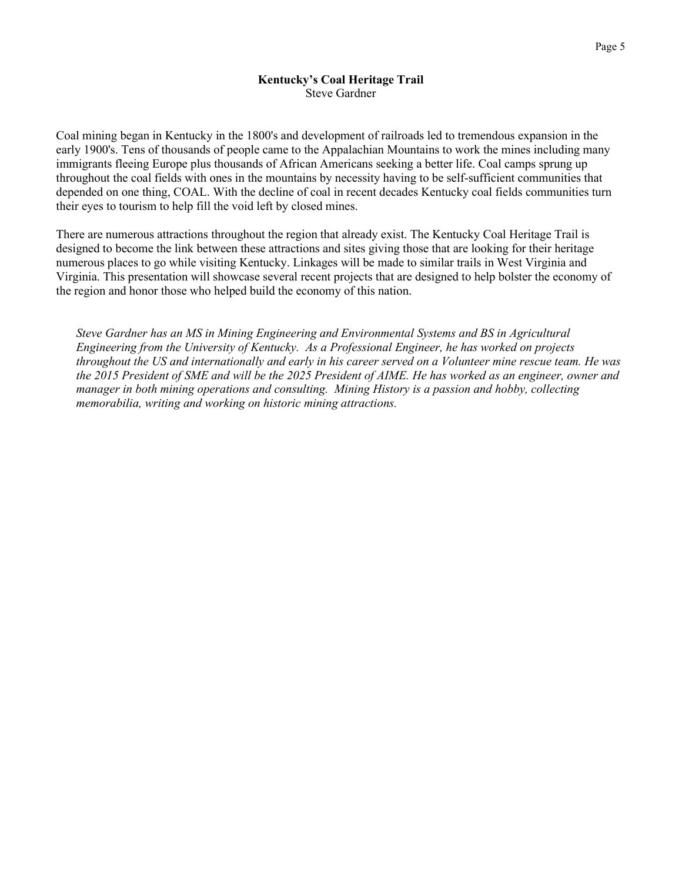## Kentucky's Coal Heritage Trail

Steve Gardner

Coal mining began in Kentucky in the 1800's and development of railroads led to tremendous expansion in the early 1900's. Tens of thousands of people came to the Appalachian Mountains to work the mines including many immigrants fleeing Europe plus thousands of African Americans seeking a better life. Coal camps sprung up throughout the coal fields with ones in the mountains by necessity having to be self-sufficient communities that depended on one thing, COAL. With the decline of coal in recent decades Kentucky coal fields communities turn their eyes to tourism to help fill the void left by closed mines.

There are numerous attractions throughout the region that already exist. The Kentucky Coal Heritage Trail is designed to become the link between these attractions and sites giving those that are looking for their heritage numerous places to go while visiting Kentucky. Linkages will be made to similar trails in West Virginia and Virginia. This presentation will showcase several recent projects that are designed to help bolster the economy of the region and honor those who helped build the economy of this nation.

*Steve Gardner has an MS in Mining Engineering and Environmental Systems and BS in Agricultural Engineering from the University of Kentucky. As a Professional Engineer, he has worked on projects throughout the US and internationally and early in his career served on a Volunteer mine rescue team. He was the 2015 President of SME and will be the 2025 President of AIME. He has worked as an engineer, owner and manager in both mining operations and consulting. Mining History is a passion and hobby, collecting memorabilia, writing and working on historic mining attractions.*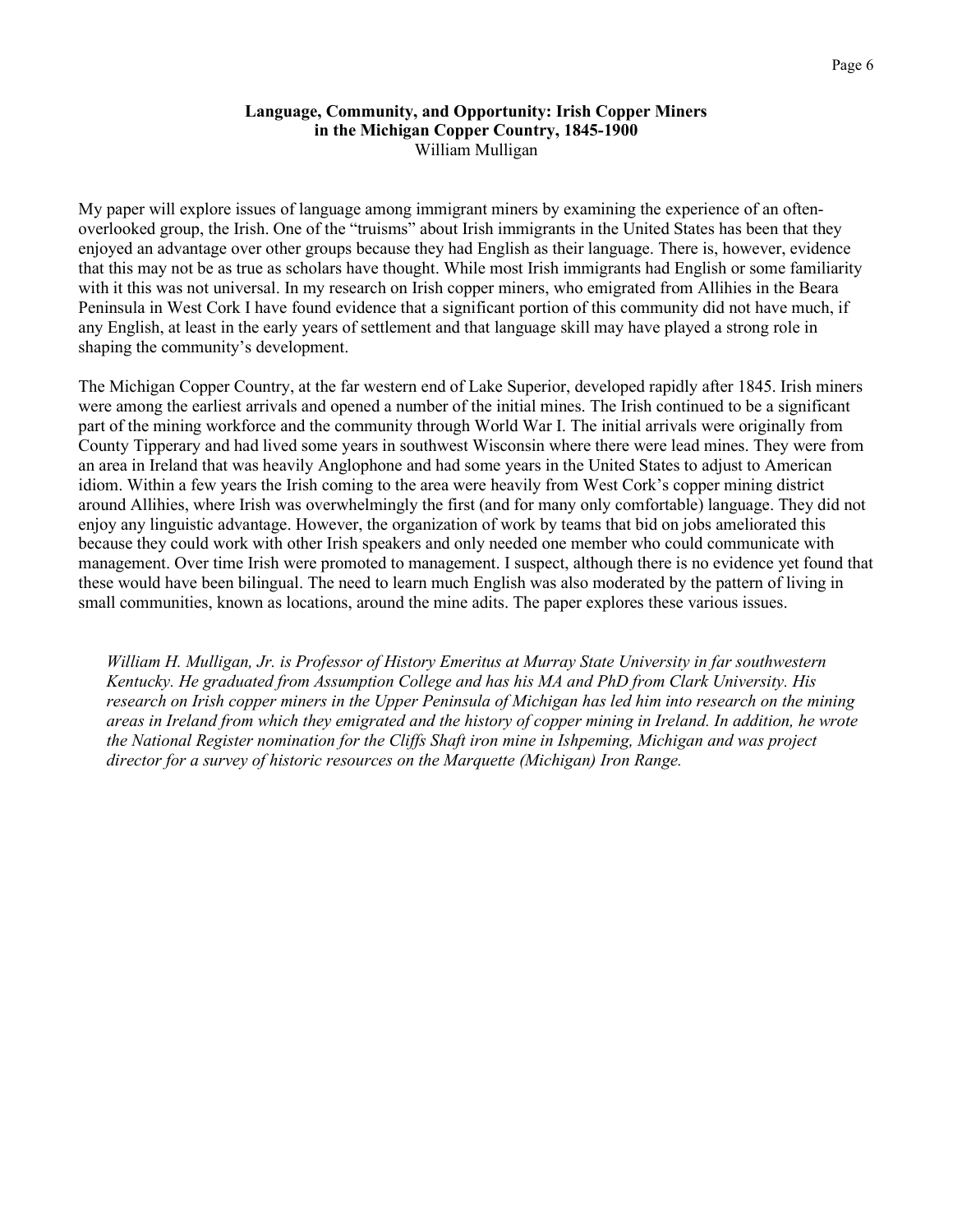**Language, Community, and Opportunity: Irish Copper Miners in the Michigan Copper Country, 1845-1900**
William Mulligan

My paper will explore issues of language among immigrant miners by examining the experience of an often-overlooked group, the Irish. One of the "truisms" about Irish immigrants in the United States has been that they enjoyed an advantage over other groups because they had English as their language. There is, however, evidence that this may not be as true as scholars have thought. While most Irish immigrants had English or some familiarity with it this was not universal. In my research on Irish copper miners, who emigrated from Allihies in the Beara Peninsula in West Cork I have found evidence that a significant portion of this community did not have much, if any English, at least in the early years of settlement and that language skill may have played a strong role in shaping the community's development.

The Michigan Copper Country, at the far western end of Lake Superior, developed rapidly after 1845. Irish miners were among the earliest arrivals and opened a number of the initial mines. The Irish continued to be a significant part of the mining workforce and the community through World War I. The initial arrivals were originally from County Tipperary and had lived some years in southwest Wisconsin where there were lead mines. They were from an area in Ireland that was heavily Anglophone and had some years in the United States to adjust to American idiom. Within a few years the Irish coming to the area were heavily from West Cork's copper mining district around Allihies, where Irish was overwhelmingly the first (and for many only comfortable) language. They did not enjoy any linguistic advantage. However, the organization of work by teams that bid on jobs ameliorated this because they could work with other Irish speakers and only needed one member who could communicate with management. Over time Irish were promoted to management. I suspect, although there is no evidence yet found that these would have been bilingual. The need to learn much English was also moderated by the pattern of living in small communities, known as locations, around the mine adits. The paper explores these various issues.

*William H. Mulligan, Jr. is Professor of History Emeritus at Murray State University in far southwestern Kentucky. He graduated from Assumption College and has his MA and PhD from Clark University. His research on Irish copper miners in the Upper Peninsula of Michigan has led him into research on the mining areas in Ireland from which they emigrated and the history of copper mining in Ireland. In addition, he wrote the National Register nomination for the Cliffs Shaft iron mine in Ishpeming, Michigan and was project director for a survey of historic resources on the Marquette (Michigan) Iron Range.*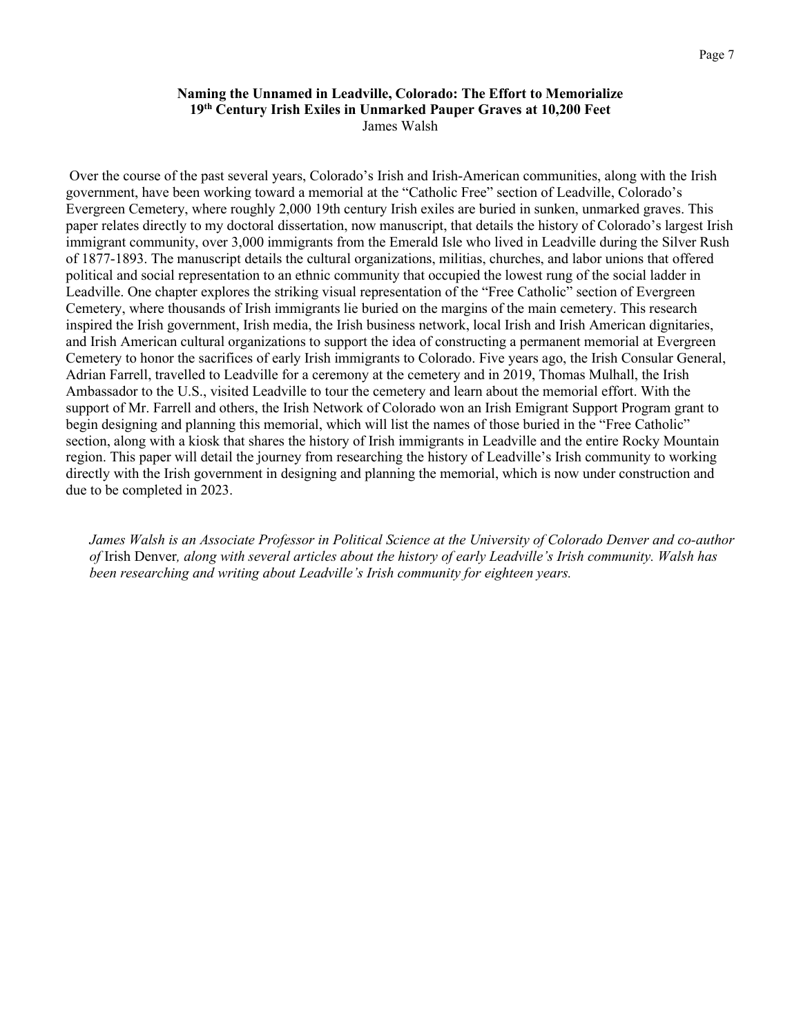## Naming the Unnamed in Leadville, Colorado: The Effort to Memorialize 19th Century Irish Exiles in Unmarked Pauper Graves at 10,200 Feet

James Walsh

Over the course of the past several years, Colorado's Irish and Irish-American communities, along with the Irish government, have been working toward a memorial at the "Catholic Free" section of Leadville, Colorado's Evergreen Cemetery, where roughly 2,000 19th century Irish exiles are buried in sunken, unmarked graves. This paper relates directly to my doctoral dissertation, now manuscript, that details the history of Colorado's largest Irish immigrant community, over 3,000 immigrants from the Emerald Isle who lived in Leadville during the Silver Rush of 1877-1893. The manuscript details the cultural organizations, militias, churches, and labor unions that offered political and social representation to an ethnic community that occupied the lowest rung of the social ladder in Leadville. One chapter explores the striking visual representation of the "Free Catholic" section of Evergreen Cemetery, where thousands of Irish immigrants lie buried on the margins of the main cemetery. This research inspired the Irish government, Irish media, the Irish business network, local Irish and Irish American dignitaries, and Irish American cultural organizations to support the idea of constructing a permanent memorial at Evergreen Cemetery to honor the sacrifices of early Irish immigrants to Colorado. Five years ago, the Irish Consular General, Adrian Farrell, travelled to Leadville for a ceremony at the cemetery and in 2019, Thomas Mulhall, the Irish Ambassador to the U.S., visited Leadville to tour the cemetery and learn about the memorial effort. With the support of Mr. Farrell and others, the Irish Network of Colorado won an Irish Emigrant Support Program grant to begin designing and planning this memorial, which will list the names of those buried in the "Free Catholic" section, along with a kiosk that shares the history of Irish immigrants in Leadville and the entire Rocky Mountain region. This paper will detail the journey from researching the history of Leadville's Irish community to working directly with the Irish government in designing and planning the memorial, which is now under construction and due to be completed in 2023.

*James Walsh is an Associate Professor in Political Science at the University of Colorado Denver and co-author of* Irish Denver*, along with several articles about the history of early Leadville's Irish community. Walsh has been researching and writing about Leadville's Irish community for eighteen years.*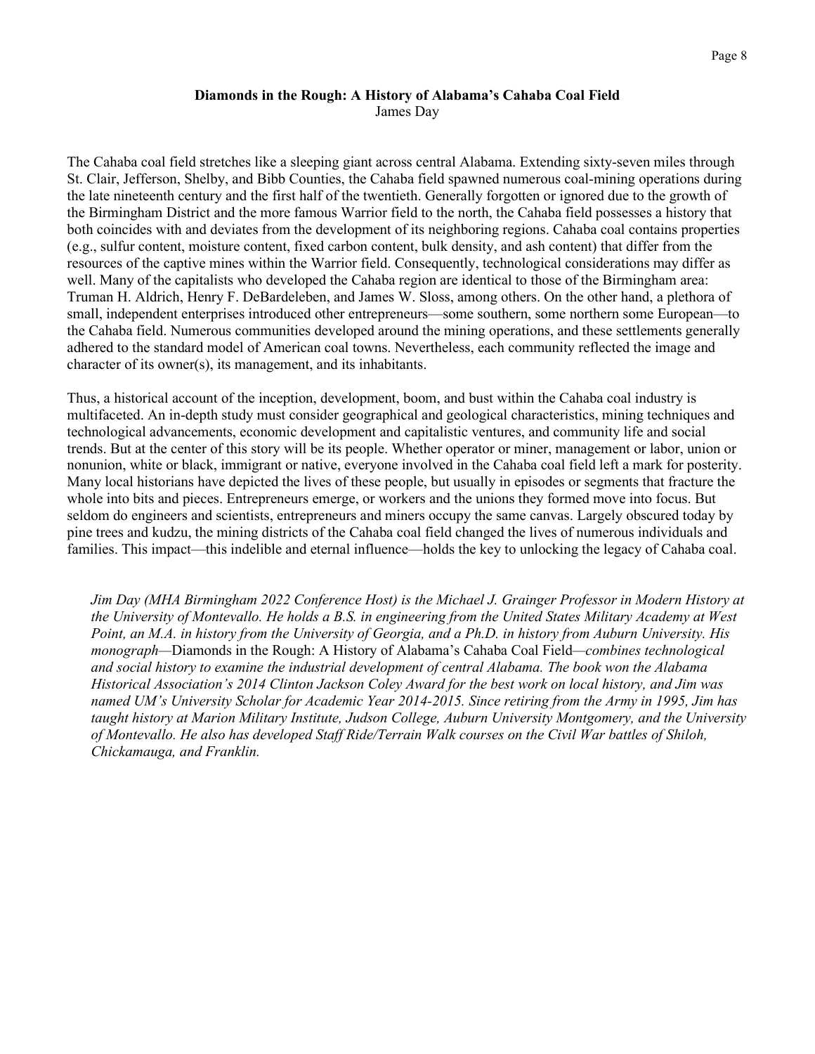**Diamonds in the Rough: A History of Alabama's Cahaba Coal Field**
James Day

The Cahaba coal field stretches like a sleeping giant across central Alabama. Extending sixty-seven miles through St. Clair, Jefferson, Shelby, and Bibb Counties, the Cahaba field spawned numerous coal-mining operations during the late nineteenth century and the first half of the twentieth. Generally forgotten or ignored due to the growth of the Birmingham District and the more famous Warrior field to the north, the Cahaba field possesses a history that both coincides with and deviates from the development of its neighboring regions. Cahaba coal contains properties (e.g., sulfur content, moisture content, fixed carbon content, bulk density, and ash content) that differ from the resources of the captive mines within the Warrior field. Consequently, technological considerations may differ as well. Many of the capitalists who developed the Cahaba region are identical to those of the Birmingham area: Truman H. Aldrich, Henry F. DeBardeleben, and James W. Sloss, among others. On the other hand, a plethora of small, independent enterprises introduced other entrepreneurs—some southern, some northern some European—to the Cahaba field. Numerous communities developed around the mining operations, and these settlements generally adhered to the standard model of American coal towns. Nevertheless, each community reflected the image and character of its owner(s), its management, and its inhabitants.

Thus, a historical account of the inception, development, boom, and bust within the Cahaba coal industry is multifaceted. An in-depth study must consider geographical and geological characteristics, mining techniques and technological advancements, economic development and capitalistic ventures, and community life and social trends. But at the center of this story will be its people. Whether operator or miner, management or labor, union or nonunion, white or black, immigrant or native, everyone involved in the Cahaba coal field left a mark for posterity. Many local historians have depicted the lives of these people, but usually in episodes or segments that fracture the whole into bits and pieces. Entrepreneurs emerge, or workers and the unions they formed move into focus. But seldom do engineers and scientists, entrepreneurs and miners occupy the same canvas. Largely obscured today by pine trees and kudzu, the mining districts of the Cahaba coal field changed the lives of numerous individuals and families. This impact—this indelible and eternal influence—holds the key to unlocking the legacy of Cahaba coal.

*Jim Day (MHA Birmingham 2022 Conference Host) is the Michael J. Grainger Professor in Modern History at the University of Montevallo. He holds a B.S. in engineering from the United States Military Academy at West Point, an M.A. in history from the University of Georgia, and a Ph.D. in history from Auburn University. His monograph—*Diamonds in the Rough: A History of Alabama's Cahaba Coal Field*—combines technological and social history to examine the industrial development of central Alabama. The book won the Alabama Historical Association's 2014 Clinton Jackson Coley Award for the best work on local history, and Jim was named UM's University Scholar for Academic Year 2014-2015. Since retiring from the Army in 1995, Jim has taught history at Marion Military Institute, Judson College, Auburn University Montgomery, and the University of Montevallo. He also has developed Staff Ride/Terrain Walk courses on the Civil War battles of Shiloh, Chickamauga, and Franklin.*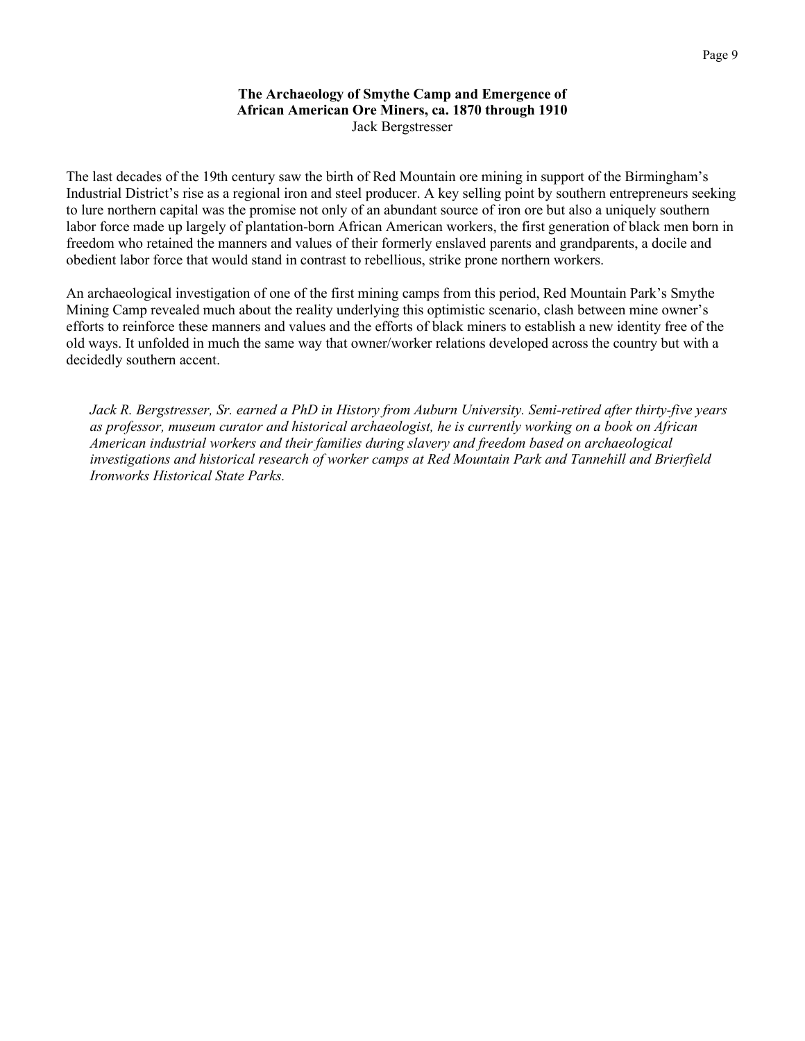**The Archaeology of Smythe Camp and Emergence of African American Ore Miners, ca. 1870 through 1910**

Jack Bergstresser

The last decades of the 19th century saw the birth of Red Mountain ore mining in support of the Birmingham's Industrial District's rise as a regional iron and steel producer. A key selling point by southern entrepreneurs seeking to lure northern capital was the promise not only of an abundant source of iron ore but also a uniquely southern labor force made up largely of plantation-born African American workers, the first generation of black men born in freedom who retained the manners and values of their formerly enslaved parents and grandparents, a docile and obedient labor force that would stand in contrast to rebellious, strike prone northern workers.

An archaeological investigation of one of the first mining camps from this period, Red Mountain Park's Smythe Mining Camp revealed much about the reality underlying this optimistic scenario, clash between mine owner's efforts to reinforce these manners and values and the efforts of black miners to establish a new identity free of the old ways. It unfolded in much the same way that owner/worker relations developed across the country but with a decidedly southern accent.

*Jack R. Bergstresser, Sr. earned a PhD in History from Auburn University. Semi-retired after thirty-five years as professor, museum curator and historical archaeologist, he is currently working on a book on African American industrial workers and their families during slavery and freedom based on archaeological investigations and historical research of worker camps at Red Mountain Park and Tannehill and Brierfield Ironworks Historical State Parks.*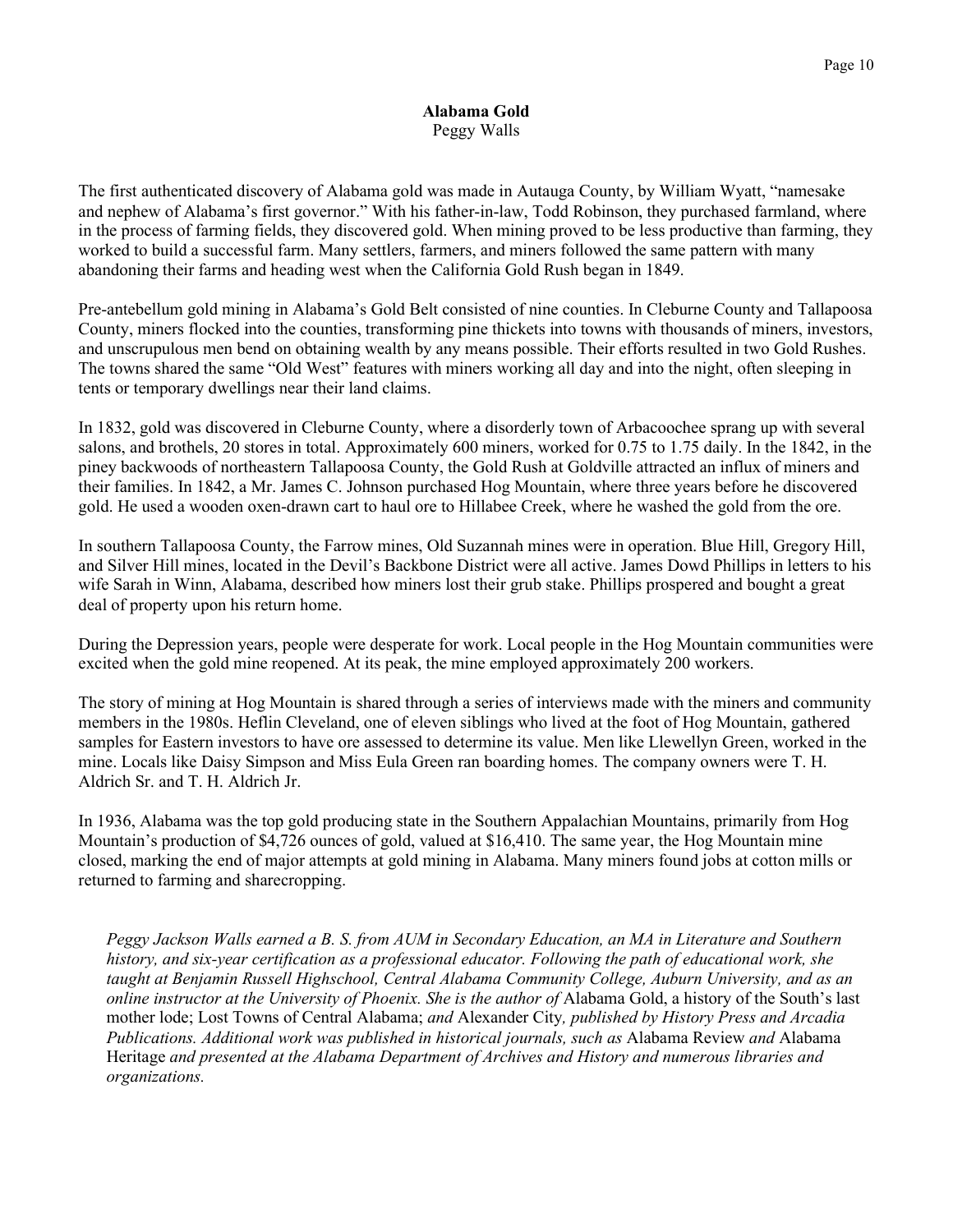## Alabama Gold

Peggy Walls

The first authenticated discovery of Alabama gold was made in Autauga County, by William Wyatt, "namesake and nephew of Alabama's first governor." With his father-in-law, Todd Robinson, they purchased farmland, where in the process of farming fields, they discovered gold. When mining proved to be less productive than farming, they worked to build a successful farm. Many settlers, farmers, and miners followed the same pattern with many abandoning their farms and heading west when the California Gold Rush began in 1849.

Pre-antebellum gold mining in Alabama's Gold Belt consisted of nine counties. In Cleburne County and Tallapoosa County, miners flocked into the counties, transforming pine thickets into towns with thousands of miners, investors, and unscrupulous men bend on obtaining wealth by any means possible. Their efforts resulted in two Gold Rushes. The towns shared the same "Old West" features with miners working all day and into the night, often sleeping in tents or temporary dwellings near their land claims.

In 1832, gold was discovered in Cleburne County, where a disorderly town of Arbacoochee sprang up with several salons, and brothels, 20 stores in total. Approximately 600 miners, worked for 0.75 to 1.75 daily. In the 1842, in the piney backwoods of northeastern Tallapoosa County, the Gold Rush at Goldville attracted an influx of miners and their families. In 1842, a Mr. James C. Johnson purchased Hog Mountain, where three years before he discovered gold. He used a wooden oxen-drawn cart to haul ore to Hillabee Creek, where he washed the gold from the ore.

In southern Tallapoosa County, the Farrow mines, Old Suzannah mines were in operation. Blue Hill, Gregory Hill, and Silver Hill mines, located in the Devil's Backbone District were all active. James Dowd Phillips in letters to his wife Sarah in Winn, Alabama, described how miners lost their grub stake. Phillips prospered and bought a great deal of property upon his return home.

During the Depression years, people were desperate for work. Local people in the Hog Mountain communities were excited when the gold mine reopened. At its peak, the mine employed approximately 200 workers.

The story of mining at Hog Mountain is shared through a series of interviews made with the miners and community members in the 1980s. Heflin Cleveland, one of eleven siblings who lived at the foot of Hog Mountain, gathered samples for Eastern investors to have ore assessed to determine its value. Men like Llewellyn Green, worked in the mine. Locals like Daisy Simpson and Miss Eula Green ran boarding homes. The company owners were T. H. Aldrich Sr. and T. H. Aldrich Jr.

In 1936, Alabama was the top gold producing state in the Southern Appalachian Mountains, primarily from Hog Mountain's production of $4,726 ounces of gold, valued at $16,410. The same year, the Hog Mountain mine closed, marking the end of major attempts at gold mining in Alabama. Many miners found jobs at cotton mills or returned to farming and sharecropping.

*Peggy Jackson Walls earned a B. S. from AUM in Secondary Education, an MA in Literature and Southern history, and six-year certification as a professional educator. Following the path of educational work, she taught at Benjamin Russell Highschool, Central Alabama Community College, Auburn University, and as an online instructor at the University of Phoenix. She is the author of* Alabama Gold, a history of the South's last mother lode; Lost Towns of Central Alabama; *and* Alexander City*, published by History Press and Arcadia Publications. Additional work was published in historical journals, such as* Alabama Review *and* Alabama Heritage *and presented at the Alabama Department of Archives and History and numerous libraries and organizations.*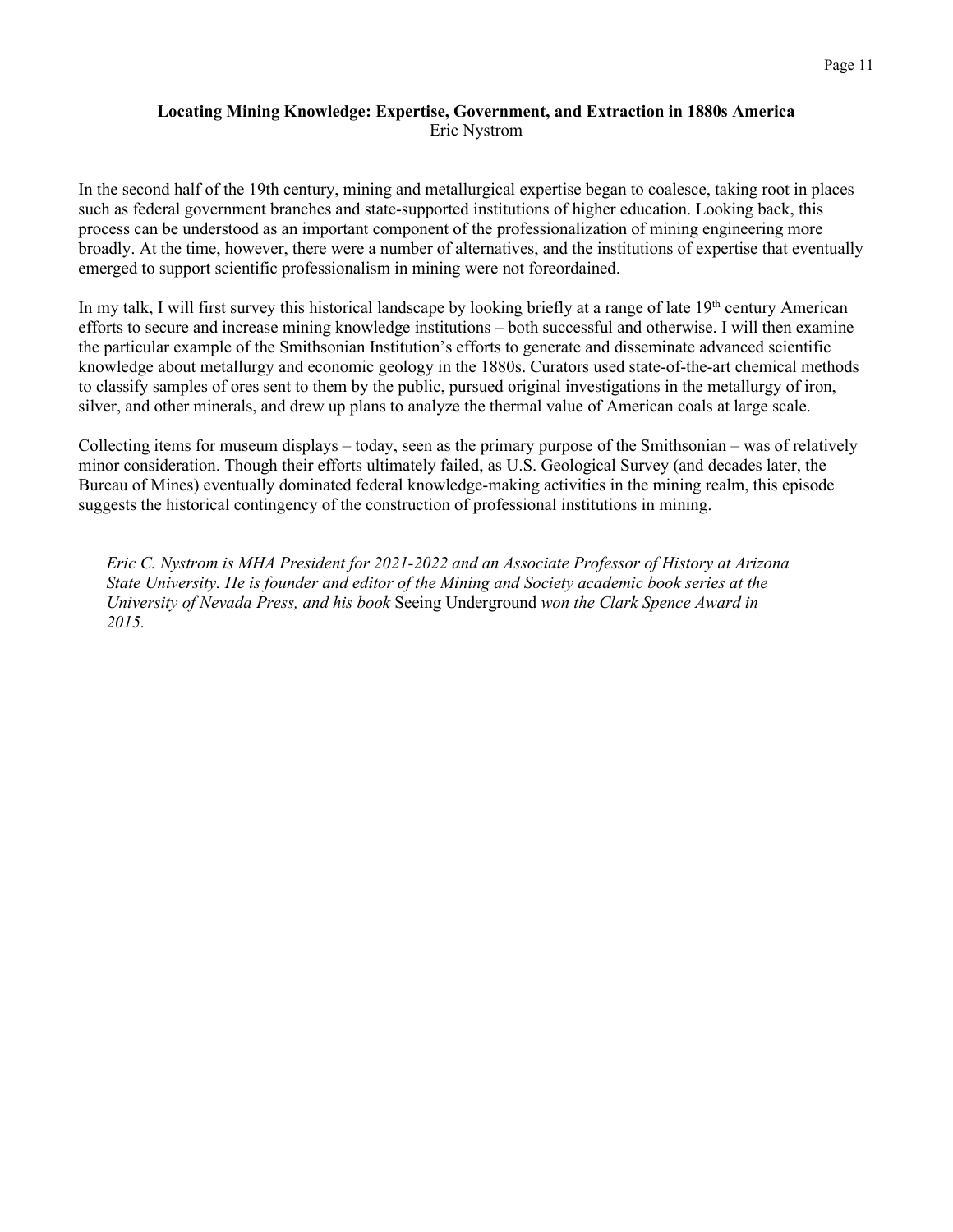**Locating Mining Knowledge: Expertise, Government, and Extraction in 1880s America**
Eric Nystrom

In the second half of the 19th century, mining and metallurgical expertise began to coalesce, taking root in places such as federal government branches and state-supported institutions of higher education. Looking back, this process can be understood as an important component of the professionalization of mining engineering more broadly. At the time, however, there were a number of alternatives, and the institutions of expertise that eventually emerged to support scientific professionalism in mining were not foreordained.

In my talk, I will first survey this historical landscape by looking briefly at a range of late 19th century American efforts to secure and increase mining knowledge institutions – both successful and otherwise. I will then examine the particular example of the Smithsonian Institution's efforts to generate and disseminate advanced scientific knowledge about metallurgy and economic geology in the 1880s. Curators used state-of-the-art chemical methods to classify samples of ores sent to them by the public, pursued original investigations in the metallurgy of iron, silver, and other minerals, and drew up plans to analyze the thermal value of American coals at large scale.

Collecting items for museum displays – today, seen as the primary purpose of the Smithsonian – was of relatively minor consideration. Though their efforts ultimately failed, as U.S. Geological Survey (and decades later, the Bureau of Mines) eventually dominated federal knowledge-making activities in the mining realm, this episode suggests the historical contingency of the construction of professional institutions in mining.

*Eric C. Nystrom is MHA President for 2021-2022 and an Associate Professor of History at Arizona State University. He is founder and editor of the Mining and Society academic book series at the University of Nevada Press, and his book* Seeing Underground *won the Clark Spence Award in 2015.*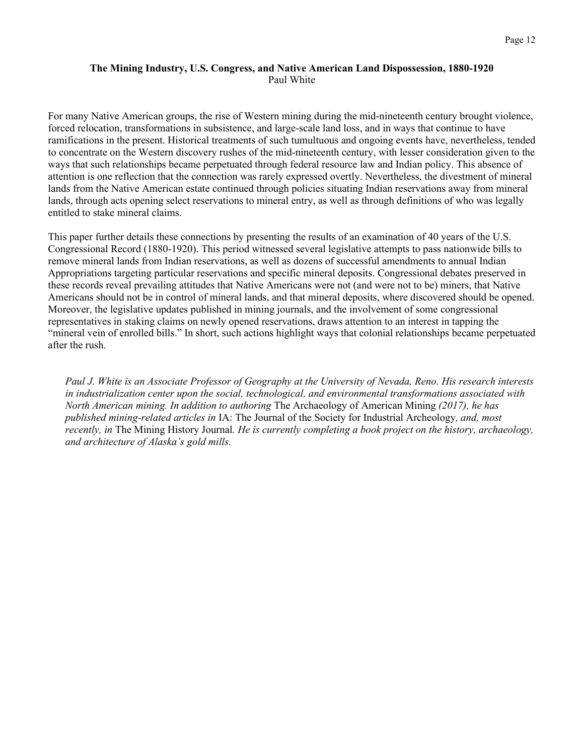### The Mining Industry, U.S. Congress, and Native American Land Dispossession, 1880-1920

Paul White

For many Native American groups, the rise of Western mining during the mid-nineteenth century brought violence, forced relocation, transformations in subsistence, and large-scale land loss, and in ways that continue to have ramifications in the present. Historical treatments of such tumultuous and ongoing events have, nevertheless, tended to concentrate on the Western discovery rushes of the mid-nineteenth century, with lesser consideration given to the ways that such relationships became perpetuated through federal resource law and Indian policy. This absence of attention is one reflection that the connection was rarely expressed overtly. Nevertheless, the divestment of mineral lands from the Native American estate continued through policies situating Indian reservations away from mineral lands, through acts opening select reservations to mineral entry, as well as through definitions of who was legally entitled to stake mineral claims.

This paper further details these connections by presenting the results of an examination of 40 years of the U.S. Congressional Record (1880-1920). This period witnessed several legislative attempts to pass nationwide bills to remove mineral lands from Indian reservations, as well as dozens of successful amendments to annual Indian Appropriations targeting particular reservations and specific mineral deposits. Congressional debates preserved in these records reveal prevailing attitudes that Native Americans were not (and were not to be) miners, that Native Americans should not be in control of mineral lands, and that mineral deposits, where discovered should be opened. Moreover, the legislative updates published in mining journals, and the involvement of some congressional representatives in staking claims on newly opened reservations, draws attention to an interest in tapping the "mineral vein of enrolled bills." In short, such actions highlight ways that colonial relationships became perpetuated after the rush.

*Paul J. White is an Associate Professor of Geography at the University of Nevada, Reno. His research interests in industrialization center upon the social, technological, and environmental transformations associated with North American mining. In addition to authoring* The Archaeology of American Mining *(2017), he has published mining-related articles in* IA: The Journal of the Society for Industrial Archeology*, and, most recently, in* The Mining History Journal*. He is currently completing a book project on the history, archaeology, and architecture of Alaska's gold mills.*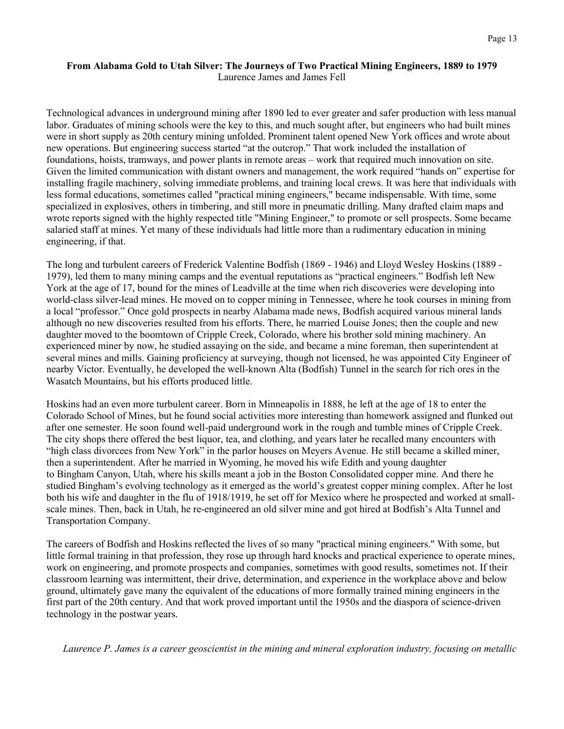**From Alabama Gold to Utah Silver: The Journeys of Two Practical Mining Engineers, 1889 to 1979**
Laurence James and James Fell

Technological advances in underground mining after 1890 led to ever greater and safer production with less manual labor. Graduates of mining schools were the key to this, and much sought after, but engineers who had built mines were in short supply as 20th century mining unfolded. Prominent talent opened New York offices and wrote about new operations. But engineering success started "at the outcrop." That work included the installation of foundations, hoists, tramways, and power plants in remote areas – work that required much innovation on site. Given the limited communication with distant owners and management, the work required "hands on" expertise for installing fragile machinery, solving immediate problems, and training local crews. It was here that individuals with less formal educations, sometimes called "practical mining engineers," became indispensable. With time, some specialized in explosives, others in timbering, and still more in pneumatic drilling. Many drafted claim maps and wrote reports signed with the highly respected title "Mining Engineer," to promote or sell prospects. Some became salaried staff at mines. Yet many of these individuals had little more than a rudimentary education in mining engineering, if that.

The long and turbulent careers of Frederick Valentine Bodfish (1869 - 1946) and Lloyd Wesley Hoskins (1889 - 1979), led them to many mining camps and the eventual reputations as "practical engineers." Bodfish left New York at the age of 17, bound for the mines of Leadville at the time when rich discoveries were developing into world-class silver-lead mines. He moved on to copper mining in Tennessee, where he took courses in mining from a local "professor." Once gold prospects in nearby Alabama made news, Bodfish acquired various mineral lands although no new discoveries resulted from his efforts. There, he married Louise Jones; then the couple and new daughter moved to the boomtown of Cripple Creek, Colorado, where his brother sold mining machinery. An experienced miner by now, he studied assaying on the side, and became a mine foreman, then superintendent at several mines and mills. Gaining proficiency at surveying, though not licensed, he was appointed City Engineer of nearby Victor. Eventually, he developed the well-known Alta (Bodfish) Tunnel in the search for rich ores in the Wasatch Mountains, but his efforts produced little.

Hoskins had an even more turbulent career. Born in Minneapolis in 1888, he left at the age of 18 to enter the Colorado School of Mines, but he found social activities more interesting than homework assigned and flunked out after one semester. He soon found well-paid underground work in the rough and tumble mines of Cripple Creek. The city shops there offered the best liquor, tea, and clothing, and years later he recalled many encounters with "high class divorcees from New York" in the parlor houses on Meyers Avenue. He still became a skilled miner, then a superintendent. After he married in Wyoming, he moved his wife Edith and young daughter to Bingham Canyon, Utah, where his skills meant a job in the Boston Consolidated copper mine. And there he studied Bingham's evolving technology as it emerged as the world's greatest copper mining complex. After he lost both his wife and daughter in the flu of 1918/1919, he set off for Mexico where he prospected and worked at small-scale mines. Then, back in Utah, he re-engineered an old silver mine and got hired at Bodfish's Alta Tunnel and Transportation Company.

The careers of Bodfish and Hoskins reflected the lives of so many "practical mining engineers." With some, but little formal training in that profession, they rose up through hard knocks and practical experience to operate mines, work on engineering, and promote prospects and companies, sometimes with good results, sometimes not. If their classroom learning was intermittent, their drive, determination, and experience in the workplace above and below ground, ultimately gave many the equivalent of the educations of more formally trained mining engineers in the first part of the 20th century. And that work proved important until the 1950s and the diaspora of science-driven technology in the postwar years.

*Laurence P. James is a career geoscientist in the mining and mineral exploration industry, focusing on metallic*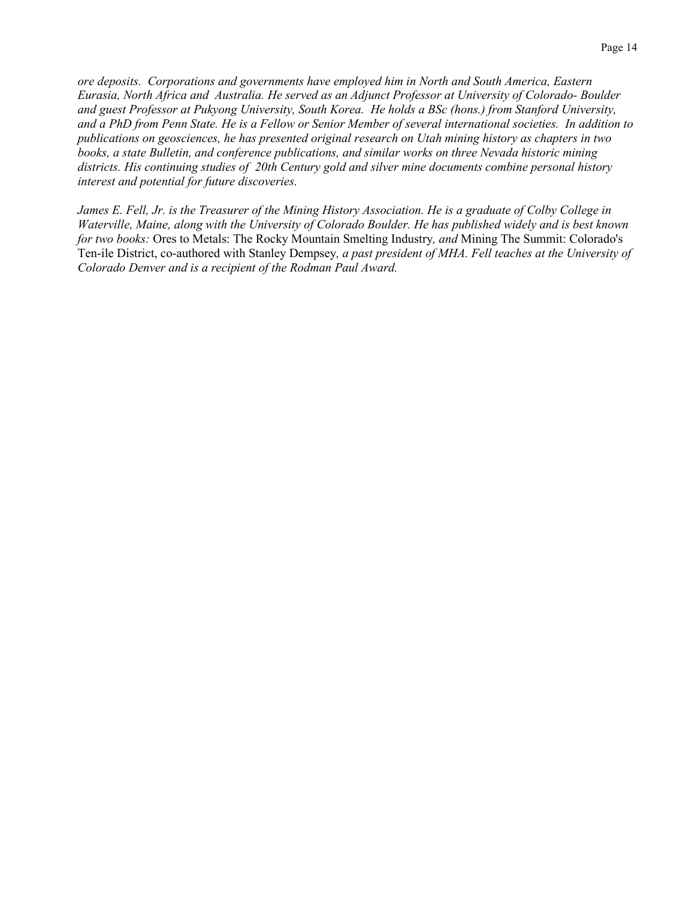*ore deposits. Corporations and governments have employed him in North and South America, Eastern Eurasia, North Africa and Australia. He served as an Adjunct Professor at University of Colorado- Boulder and guest Professor at Pukyong University, South Korea. He holds a BSc (hons.) from Stanford University, and a PhD from Penn State. He is a Fellow or Senior Member of several international societies. In addition to publications on geosciences, he has presented original research on Utah mining history as chapters in two books, a state Bulletin, and conference publications, and similar works on three Nevada historic mining districts. His continuing studies of 20th Century gold and silver mine documents combine personal history interest and potential for future discoveries.*

*James E. Fell, Jr. is the Treasurer of the Mining History Association. He is a graduate of Colby College in Waterville, Maine, along with the University of Colorado Boulder. He has published widely and is best known for two books:* Ores to Metals: The Rocky Mountain Smelting Industry*, and* Mining The Summit: Colorado's Ten-ile District, co-authored with Stanley Dempsey*, a past president of MHA. Fell teaches at the University of Colorado Denver and is a recipient of the Rodman Paul Award.*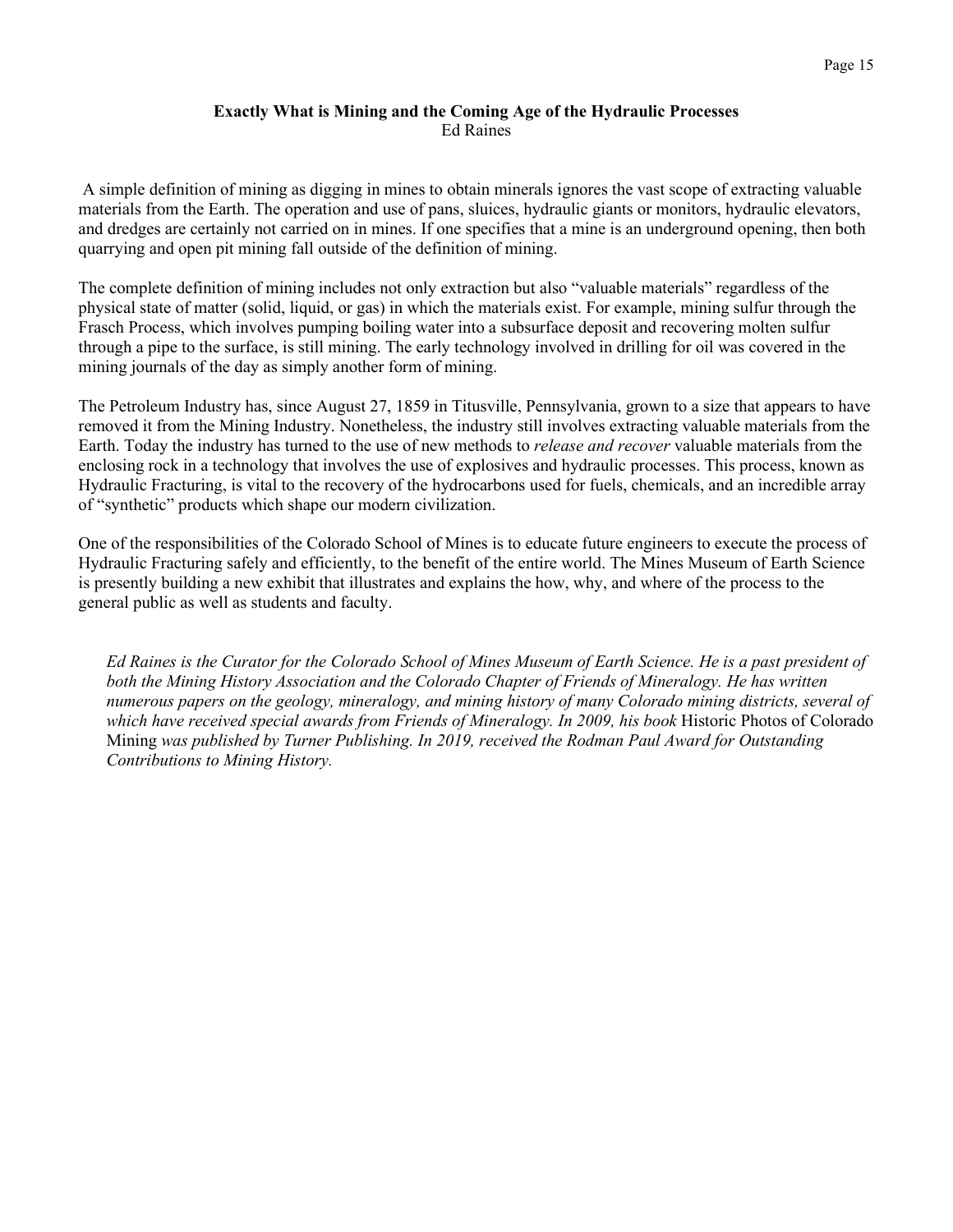## Exactly What is Mining and the Coming Age of the Hydraulic Processes

Ed Raines

A simple definition of mining as digging in mines to obtain minerals ignores the vast scope of extracting valuable materials from the Earth. The operation and use of pans, sluices, hydraulic giants or monitors, hydraulic elevators, and dredges are certainly not carried on in mines. If one specifies that a mine is an underground opening, then both quarrying and open pit mining fall outside of the definition of mining.

The complete definition of mining includes not only extraction but also "valuable materials" regardless of the physical state of matter (solid, liquid, or gas) in which the materials exist. For example, mining sulfur through the Frasch Process, which involves pumping boiling water into a subsurface deposit and recovering molten sulfur through a pipe to the surface, is still mining. The early technology involved in drilling for oil was covered in the mining journals of the day as simply another form of mining.

The Petroleum Industry has, since August 27, 1859 in Titusville, Pennsylvania, grown to a size that appears to have removed it from the Mining Industry. Nonetheless, the industry still involves extracting valuable materials from the Earth. Today the industry has turned to the use of new methods to *release and recover* valuable materials from the enclosing rock in a technology that involves the use of explosives and hydraulic processes. This process, known as Hydraulic Fracturing, is vital to the recovery of the hydrocarbons used for fuels, chemicals, and an incredible array of "synthetic" products which shape our modern civilization.

One of the responsibilities of the Colorado School of Mines is to educate future engineers to execute the process of Hydraulic Fracturing safely and efficiently, to the benefit of the entire world. The Mines Museum of Earth Science is presently building a new exhibit that illustrates and explains the how, why, and where of the process to the general public as well as students and faculty.

*Ed Raines is the Curator for the Colorado School of Mines Museum of Earth Science. He is a past president of both the Mining History Association and the Colorado Chapter of Friends of Mineralogy. He has written numerous papers on the geology, mineralogy, and mining history of many Colorado mining districts, several of which have received special awards from Friends of Mineralogy. In 2009, his book* Historic Photos of Colorado Mining *was published by Turner Publishing. In 2019, received the Rodman Paul Award for Outstanding Contributions to Mining History.*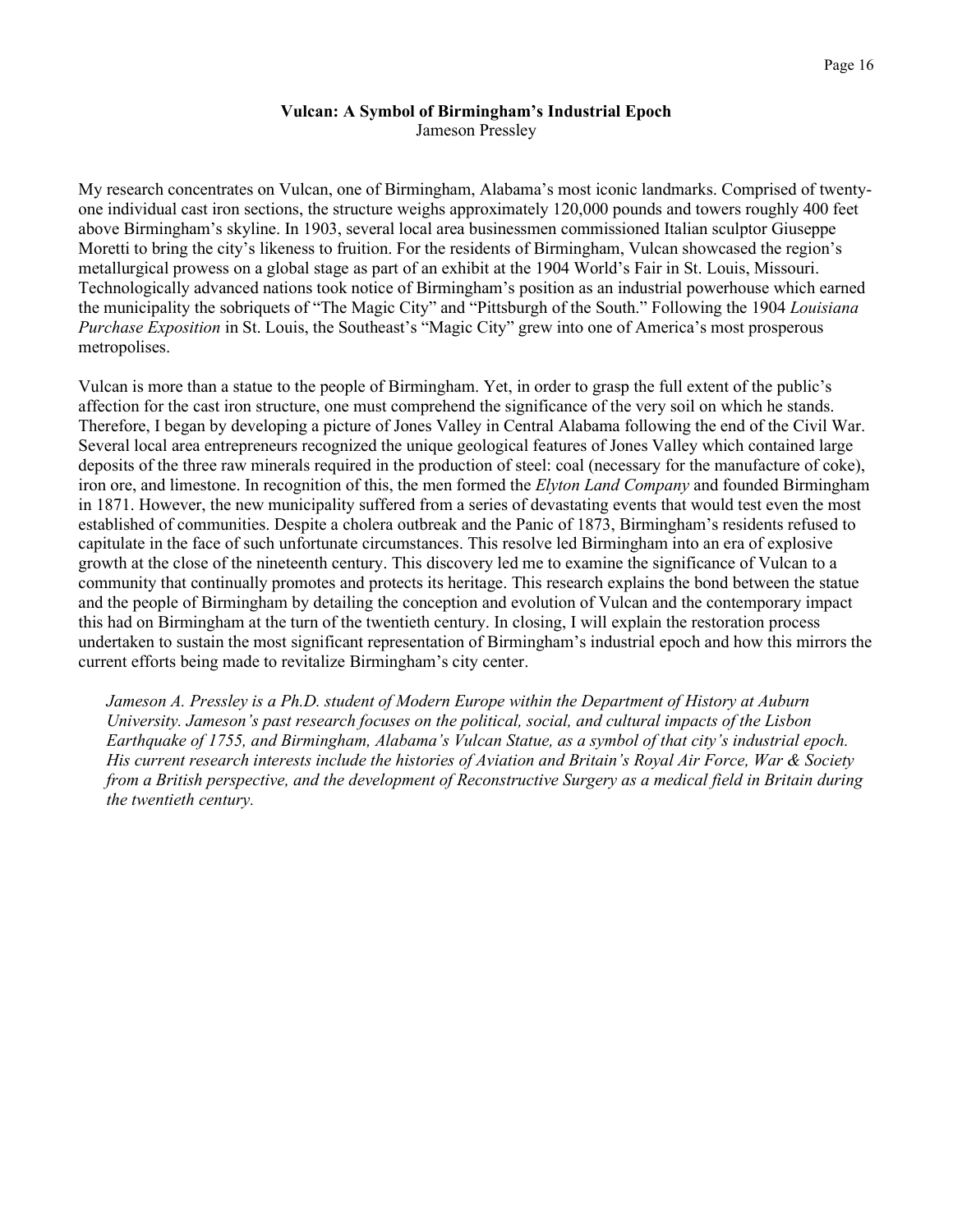## Vulcan: A Symbol of Birmingham's Industrial Epoch

Jameson Pressley

My research concentrates on Vulcan, one of Birmingham, Alabama's most iconic landmarks. Comprised of twenty-one individual cast iron sections, the structure weighs approximately 120,000 pounds and towers roughly 400 feet above Birmingham's skyline. In 1903, several local area businessmen commissioned Italian sculptor Giuseppe Moretti to bring the city's likeness to fruition. For the residents of Birmingham, Vulcan showcased the region's metallurgical prowess on a global stage as part of an exhibit at the 1904 World's Fair in St. Louis, Missouri. Technologically advanced nations took notice of Birmingham's position as an industrial powerhouse which earned the municipality the sobriquets of "The Magic City" and "Pittsburgh of the South." Following the 1904 *Louisiana Purchase Exposition* in St. Louis, the Southeast's "Magic City" grew into one of America's most prosperous metropolises.

Vulcan is more than a statue to the people of Birmingham. Yet, in order to grasp the full extent of the public's affection for the cast iron structure, one must comprehend the significance of the very soil on which he stands. Therefore, I began by developing a picture of Jones Valley in Central Alabama following the end of the Civil War. Several local area entrepreneurs recognized the unique geological features of Jones Valley which contained large deposits of the three raw minerals required in the production of steel: coal (necessary for the manufacture of coke), iron ore, and limestone. In recognition of this, the men formed the *Elyton Land Company* and founded Birmingham in 1871. However, the new municipality suffered from a series of devastating events that would test even the most established of communities. Despite a cholera outbreak and the Panic of 1873, Birmingham's residents refused to capitulate in the face of such unfortunate circumstances. This resolve led Birmingham into an era of explosive growth at the close of the nineteenth century. This discovery led me to examine the significance of Vulcan to a community that continually promotes and protects its heritage. This research explains the bond between the statue and the people of Birmingham by detailing the conception and evolution of Vulcan and the contemporary impact this had on Birmingham at the turn of the twentieth century. In closing, I will explain the restoration process undertaken to sustain the most significant representation of Birmingham's industrial epoch and how this mirrors the current efforts being made to revitalize Birmingham's city center.

*Jameson A. Pressley is a Ph.D. student of Modern Europe within the Department of History at Auburn University. Jameson's past research focuses on the political, social, and cultural impacts of the Lisbon Earthquake of 1755, and Birmingham, Alabama's Vulcan Statue, as a symbol of that city's industrial epoch. His current research interests include the histories of Aviation and Britain's Royal Air Force, War & Society from a British perspective, and the development of Reconstructive Surgery as a medical field in Britain during the twentieth century.*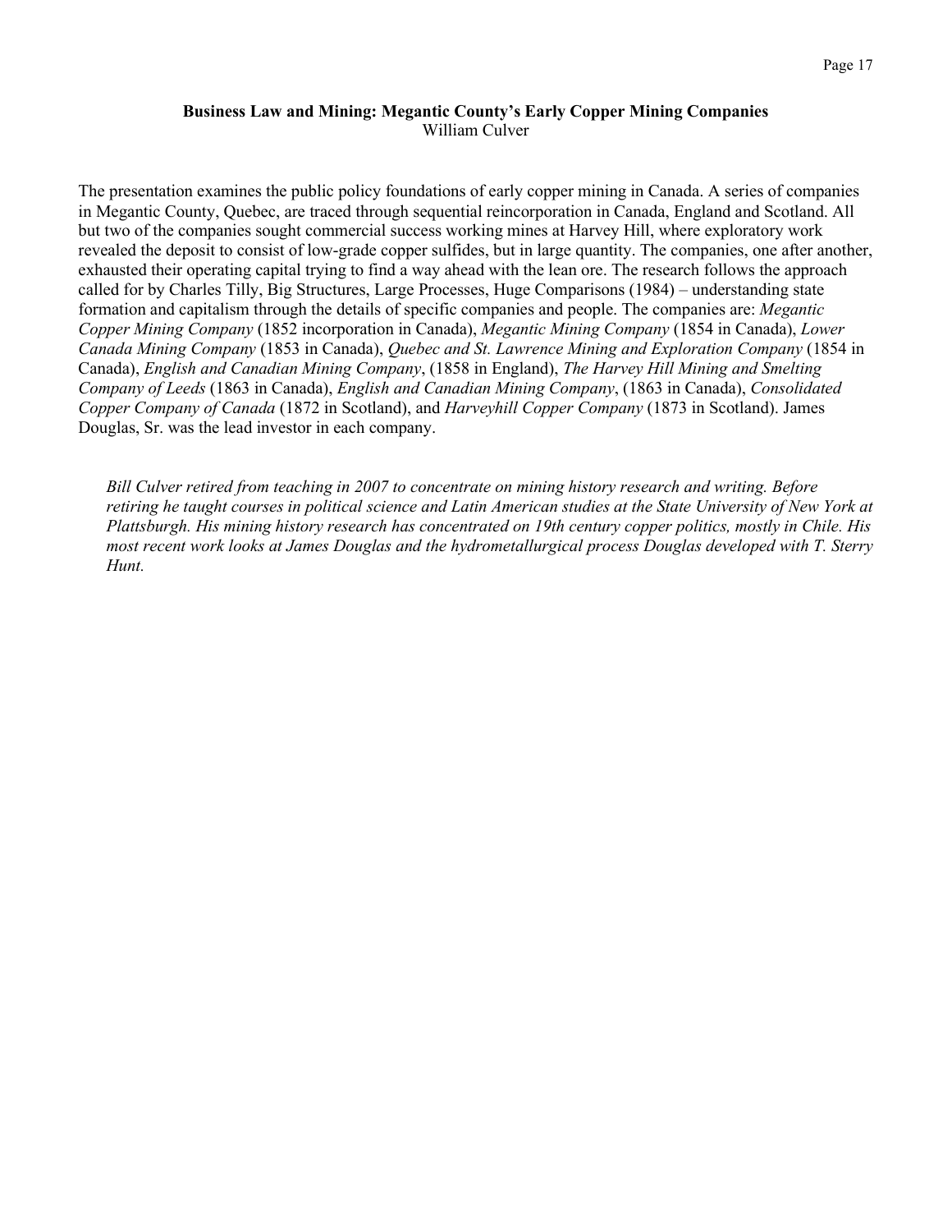**Business Law and Mining: Megantic County's Early Copper Mining Companies**
William Culver

The presentation examines the public policy foundations of early copper mining in Canada. A series of companies in Megantic County, Quebec, are traced through sequential reincorporation in Canada, England and Scotland. All but two of the companies sought commercial success working mines at Harvey Hill, where exploratory work revealed the deposit to consist of low-grade copper sulfides, but in large quantity. The companies, one after another, exhausted their operating capital trying to find a way ahead with the lean ore. The research follows the approach called for by Charles Tilly, Big Structures, Large Processes, Huge Comparisons (1984) – understanding state formation and capitalism through the details of specific companies and people. The companies are: *Megantic Copper Mining Company* (1852 incorporation in Canada), *Megantic Mining Company* (1854 in Canada), *Lower Canada Mining Company* (1853 in Canada), *Quebec and St. Lawrence Mining and Exploration Company* (1854 in Canada), *English and Canadian Mining Company*, (1858 in England), *The Harvey Hill Mining and Smelting Company of Leeds* (1863 in Canada), *English and Canadian Mining Company*, (1863 in Canada), *Consolidated Copper Company of Canada* (1872 in Scotland), and *Harveyhill Copper Company* (1873 in Scotland). James Douglas, Sr. was the lead investor in each company.

*Bill Culver retired from teaching in 2007 to concentrate on mining history research and writing. Before retiring he taught courses in political science and Latin American studies at the State University of New York at Plattsburgh. His mining history research has concentrated on 19th century copper politics, mostly in Chile. His most recent work looks at James Douglas and the hydrometallurgical process Douglas developed with T. Sterry Hunt.*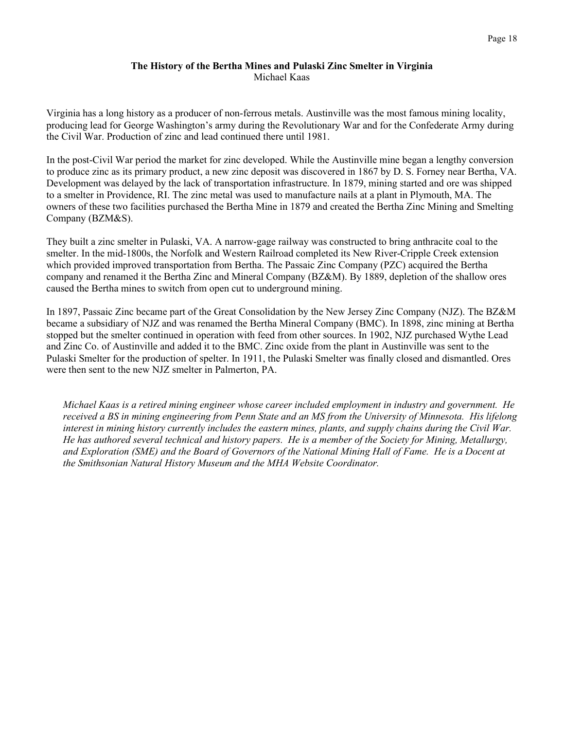## The History of the Bertha Mines and Pulaski Zinc Smelter in Virginia

Michael Kaas

Virginia has a long history as a producer of non-ferrous metals. Austinville was the most famous mining locality, producing lead for George Washington's army during the Revolutionary War and for the Confederate Army during the Civil War. Production of zinc and lead continued there until 1981.

In the post-Civil War period the market for zinc developed. While the Austinville mine began a lengthy conversion to produce zinc as its primary product, a new zinc deposit was discovered in 1867 by D. S. Forney near Bertha, VA. Development was delayed by the lack of transportation infrastructure. In 1879, mining started and ore was shipped to a smelter in Providence, RI. The zinc metal was used to manufacture nails at a plant in Plymouth, MA. The owners of these two facilities purchased the Bertha Mine in 1879 and created the Bertha Zinc Mining and Smelting Company (BZM&S).

They built a zinc smelter in Pulaski, VA. A narrow-gage railway was constructed to bring anthracite coal to the smelter. In the mid-1800s, the Norfolk and Western Railroad completed its New River-Cripple Creek extension which provided improved transportation from Bertha. The Passaic Zinc Company (PZC) acquired the Bertha company and renamed it the Bertha Zinc and Mineral Company (BZ&M). By 1889, depletion of the shallow ores caused the Bertha mines to switch from open cut to underground mining.

In 1897, Passaic Zinc became part of the Great Consolidation by the New Jersey Zinc Company (NJZ). The BZ&M became a subsidiary of NJZ and was renamed the Bertha Mineral Company (BMC). In 1898, zinc mining at Bertha stopped but the smelter continued in operation with feed from other sources. In 1902, NJZ purchased Wythe Lead and Zinc Co. of Austinville and added it to the BMC. Zinc oxide from the plant in Austinville was sent to the Pulaski Smelter for the production of spelter. In 1911, the Pulaski Smelter was finally closed and dismantled. Ores were then sent to the new NJZ smelter in Palmerton, PA.

*Michael Kaas is a retired mining engineer whose career included employment in industry and government. He received a BS in mining engineering from Penn State and an MS from the University of Minnesota. His lifelong interest in mining history currently includes the eastern mines, plants, and supply chains during the Civil War. He has authored several technical and history papers. He is a member of the Society for Mining, Metallurgy, and Exploration (SME) and the Board of Governors of the National Mining Hall of Fame. He is a Docent at the Smithsonian Natural History Museum and the MHA Website Coordinator.*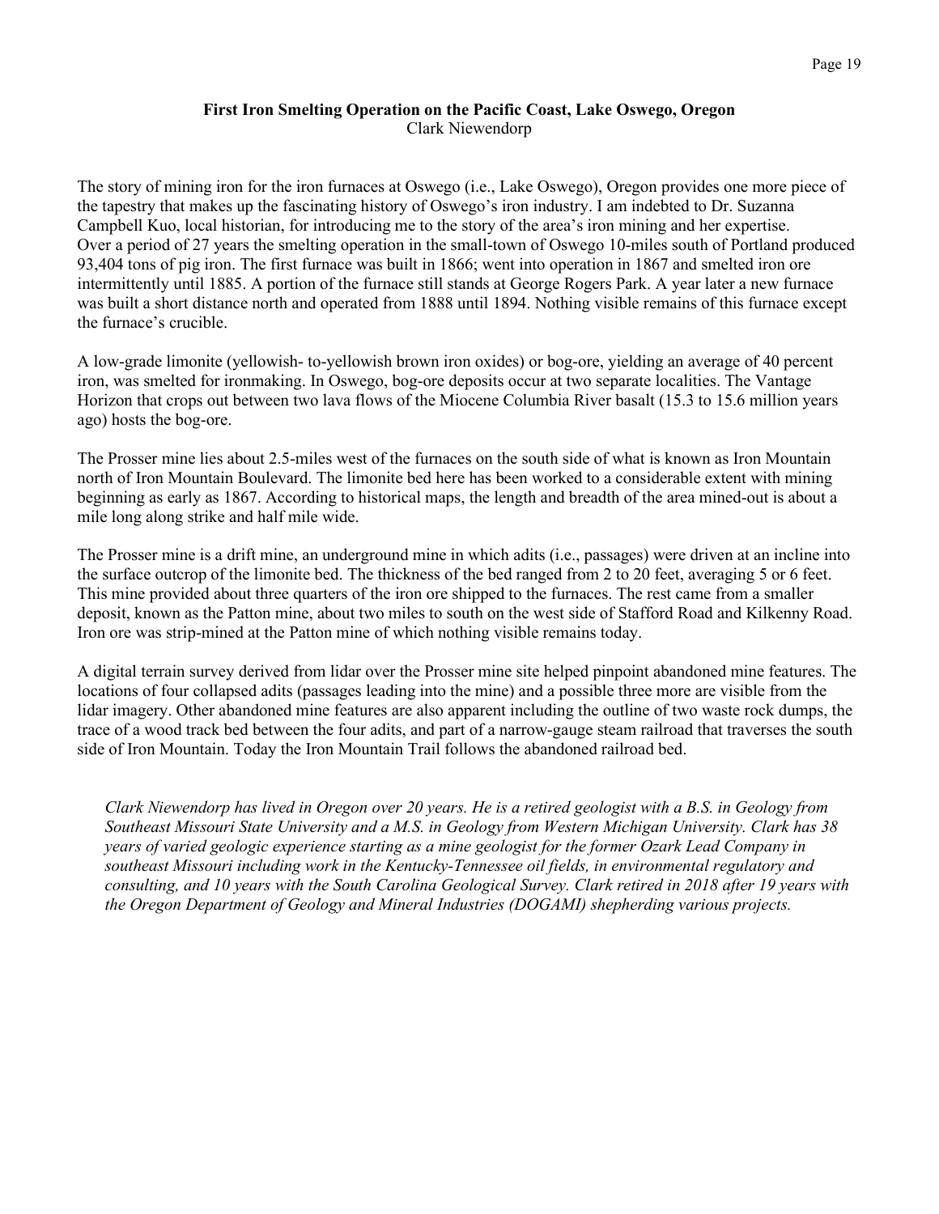**First Iron Smelting Operation on the Pacific Coast, Lake Oswego, Oregon**
Clark Niewendorp

The story of mining iron for the iron furnaces at Oswego (i.e., Lake Oswego), Oregon provides one more piece of the tapestry that makes up the fascinating history of Oswego's iron industry. I am indebted to Dr. Suzanna Campbell Kuo, local historian, for introducing me to the story of the area's iron mining and her expertise. Over a period of 27 years the smelting operation in the small-town of Oswego 10-miles south of Portland produced 93,404 tons of pig iron. The first furnace was built in 1866; went into operation in 1867 and smelted iron ore intermittently until 1885. A portion of the furnace still stands at George Rogers Park. A year later a new furnace was built a short distance north and operated from 1888 until 1894. Nothing visible remains of this furnace except the furnace's crucible.

A low-grade limonite (yellowish- to-yellowish brown iron oxides) or bog-ore, yielding an average of 40 percent iron, was smelted for ironmaking. In Oswego, bog-ore deposits occur at two separate localities. The Vantage Horizon that crops out between two lava flows of the Miocene Columbia River basalt (15.3 to 15.6 million years ago) hosts the bog-ore.

The Prosser mine lies about 2.5-miles west of the furnaces on the south side of what is known as Iron Mountain north of Iron Mountain Boulevard. The limonite bed here has been worked to a considerable extent with mining beginning as early as 1867. According to historical maps, the length and breadth of the area mined-out is about a mile long along strike and half mile wide.

The Prosser mine is a drift mine, an underground mine in which adits (i.e., passages) were driven at an incline into the surface outcrop of the limonite bed. The thickness of the bed ranged from 2 to 20 feet, averaging 5 or 6 feet. This mine provided about three quarters of the iron ore shipped to the furnaces. The rest came from a smaller deposit, known as the Patton mine, about two miles to south on the west side of Stafford Road and Kilkenny Road. Iron ore was strip-mined at the Patton mine of which nothing visible remains today.

A digital terrain survey derived from lidar over the Prosser mine site helped pinpoint abandoned mine features. The locations of four collapsed adits (passages leading into the mine) and a possible three more are visible from the lidar imagery. Other abandoned mine features are also apparent including the outline of two waste rock dumps, the trace of a wood track bed between the four adits, and part of a narrow-gauge steam railroad that traverses the south side of Iron Mountain. Today the Iron Mountain Trail follows the abandoned railroad bed.

*Clark Niewendorp has lived in Oregon over 20 years. He is a retired geologist with a B.S. in Geology from Southeast Missouri State University and a M.S. in Geology from Western Michigan University. Clark has 38 years of varied geologic experience starting as a mine geologist for the former Ozark Lead Company in southeast Missouri including work in the Kentucky-Tennessee oil fields, in environmental regulatory and consulting, and 10 years with the South Carolina Geological Survey. Clark retired in 2018 after 19 years with the Oregon Department of Geology and Mineral Industries (DOGAMI) shepherding various projects.*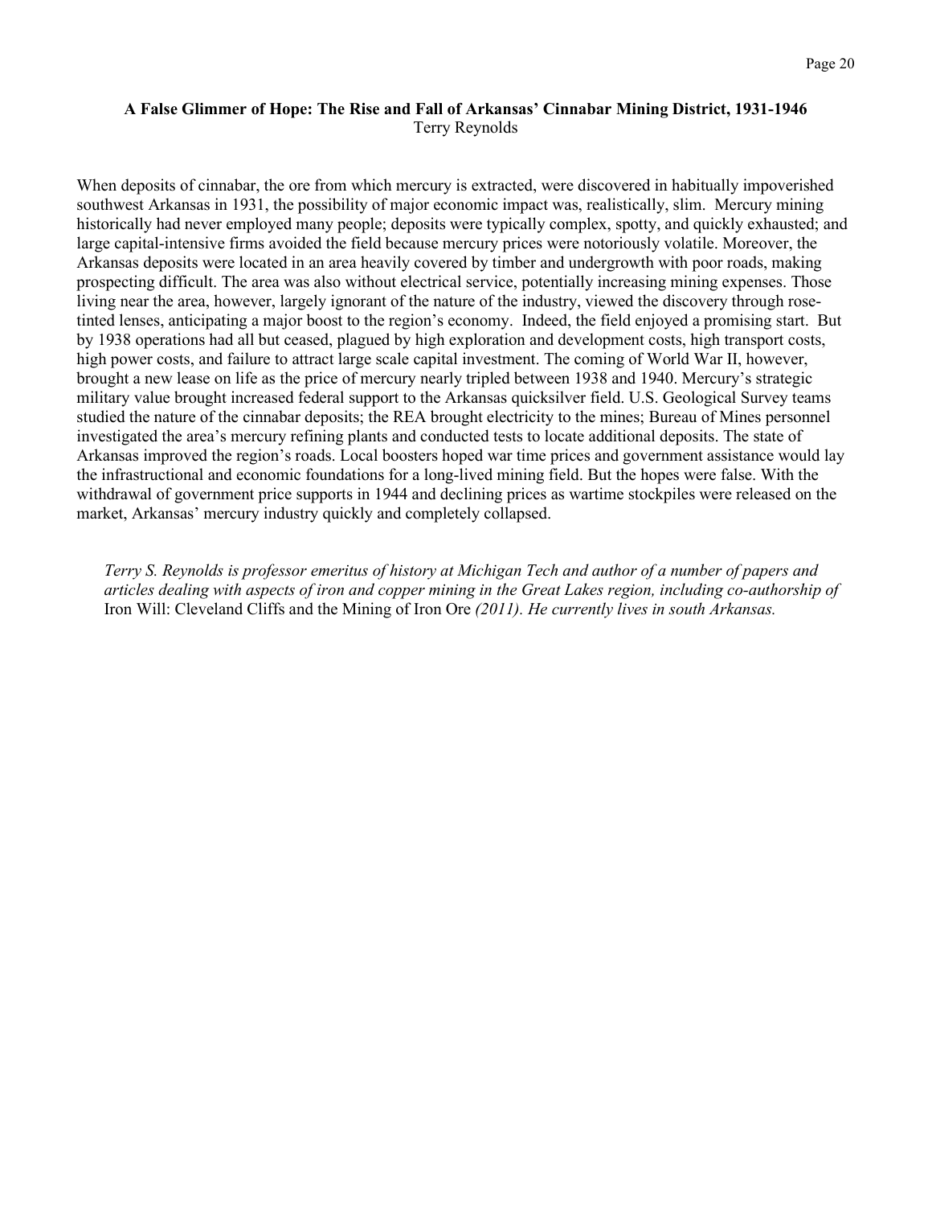**A False Glimmer of Hope: The Rise and Fall of Arkansas' Cinnabar Mining District, 1931-1946**
Terry Reynolds

When deposits of cinnabar, the ore from which mercury is extracted, were discovered in habitually impoverished southwest Arkansas in 1931, the possibility of major economic impact was, realistically, slim. Mercury mining historically had never employed many people; deposits were typically complex, spotty, and quickly exhausted; and large capital-intensive firms avoided the field because mercury prices were notoriously volatile. Moreover, the Arkansas deposits were located in an area heavily covered by timber and undergrowth with poor roads, making prospecting difficult. The area was also without electrical service, potentially increasing mining expenses. Those living near the area, however, largely ignorant of the nature of the industry, viewed the discovery through rose-tinted lenses, anticipating a major boost to the region's economy. Indeed, the field enjoyed a promising start. But by 1938 operations had all but ceased, plagued by high exploration and development costs, high transport costs, high power costs, and failure to attract large scale capital investment. The coming of World War II, however, brought a new lease on life as the price of mercury nearly tripled between 1938 and 1940. Mercury's strategic military value brought increased federal support to the Arkansas quicksilver field. U.S. Geological Survey teams studied the nature of the cinnabar deposits; the REA brought electricity to the mines; Bureau of Mines personnel investigated the area's mercury refining plants and conducted tests to locate additional deposits. The state of Arkansas improved the region's roads. Local boosters hoped war time prices and government assistance would lay the infrastructural and economic foundations for a long-lived mining field. But the hopes were false. With the withdrawal of government price supports in 1944 and declining prices as wartime stockpiles were released on the market, Arkansas' mercury industry quickly and completely collapsed.

*Terry S. Reynolds is professor emeritus of history at Michigan Tech and author of a number of papers and articles dealing with aspects of iron and copper mining in the Great Lakes region, including co-authorship of* Iron Will: Cleveland Cliffs and the Mining of Iron Ore *(2011). He currently lives in south Arkansas.*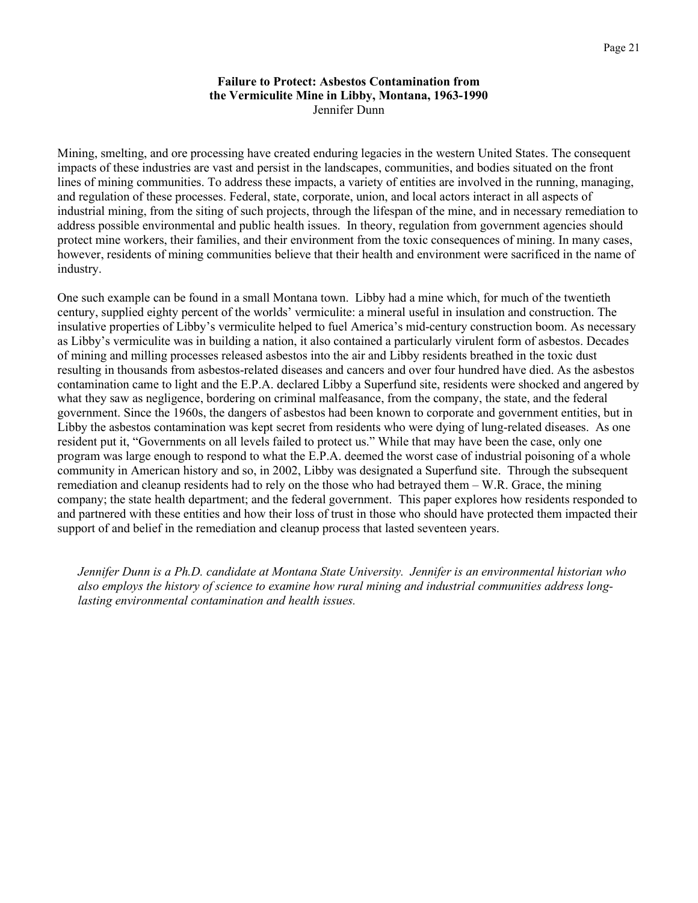## Failure to Protect: Asbestos Contamination from the Vermiculite Mine in Libby, Montana, 1963-1990

Jennifer Dunn

Mining, smelting, and ore processing have created enduring legacies in the western United States. The consequent impacts of these industries are vast and persist in the landscapes, communities, and bodies situated on the front lines of mining communities. To address these impacts, a variety of entities are involved in the running, managing, and regulation of these processes. Federal, state, corporate, union, and local actors interact in all aspects of industrial mining, from the siting of such projects, through the lifespan of the mine, and in necessary remediation to address possible environmental and public health issues. In theory, regulation from government agencies should protect mine workers, their families, and their environment from the toxic consequences of mining. In many cases, however, residents of mining communities believe that their health and environment were sacrificed in the name of industry.

One such example can be found in a small Montana town. Libby had a mine which, for much of the twentieth century, supplied eighty percent of the worlds' vermiculite: a mineral useful in insulation and construction. The insulative properties of Libby's vermiculite helped to fuel America's mid-century construction boom. As necessary as Libby's vermiculite was in building a nation, it also contained a particularly virulent form of asbestos. Decades of mining and milling processes released asbestos into the air and Libby residents breathed in the toxic dust resulting in thousands from asbestos-related diseases and cancers and over four hundred have died. As the asbestos contamination came to light and the E.P.A. declared Libby a Superfund site, residents were shocked and angered by what they saw as negligence, bordering on criminal malfeasance, from the company, the state, and the federal government. Since the 1960s, the dangers of asbestos had been known to corporate and government entities, but in Libby the asbestos contamination was kept secret from residents who were dying of lung-related diseases. As one resident put it, "Governments on all levels failed to protect us." While that may have been the case, only one program was large enough to respond to what the E.P.A. deemed the worst case of industrial poisoning of a whole community in American history and so, in 2002, Libby was designated a Superfund site. Through the subsequent remediation and cleanup residents had to rely on the those who had betrayed them – W.R. Grace, the mining company; the state health department; and the federal government. This paper explores how residents responded to and partnered with these entities and how their loss of trust in those who should have protected them impacted their support of and belief in the remediation and cleanup process that lasted seventeen years.

*Jennifer Dunn is a Ph.D. candidate at Montana State University. Jennifer is an environmental historian who also employs the history of science to examine how rural mining and industrial communities address long-lasting environmental contamination and health issues.*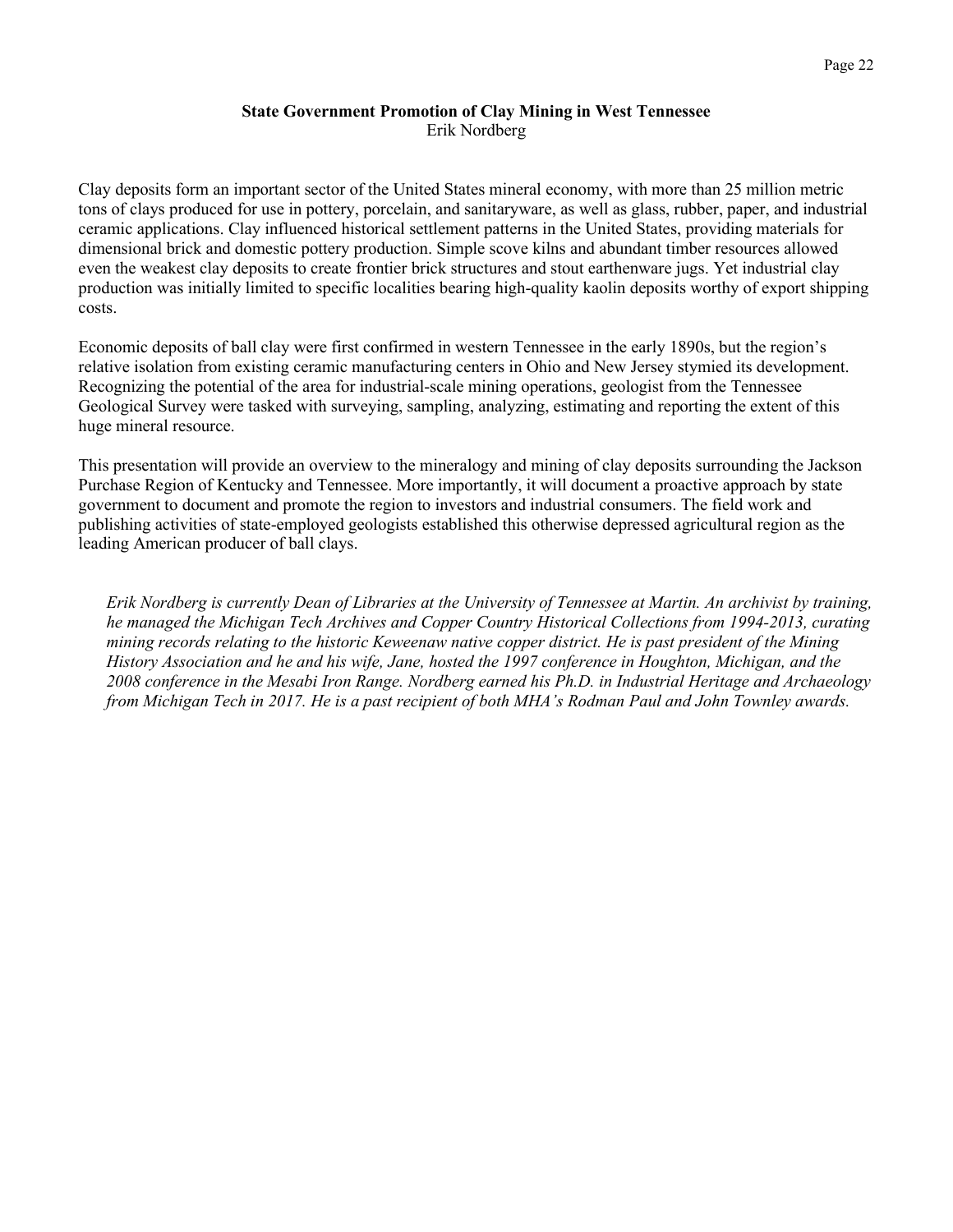## State Government Promotion of Clay Mining in West Tennessee

Erik Nordberg

Clay deposits form an important sector of the United States mineral economy, with more than 25 million metric tons of clays produced for use in pottery, porcelain, and sanitaryware, as well as glass, rubber, paper, and industrial ceramic applications. Clay influenced historical settlement patterns in the United States, providing materials for dimensional brick and domestic pottery production. Simple scove kilns and abundant timber resources allowed even the weakest clay deposits to create frontier brick structures and stout earthenware jugs. Yet industrial clay production was initially limited to specific localities bearing high-quality kaolin deposits worthy of export shipping costs.

Economic deposits of ball clay were first confirmed in western Tennessee in the early 1890s, but the region's relative isolation from existing ceramic manufacturing centers in Ohio and New Jersey stymied its development. Recognizing the potential of the area for industrial-scale mining operations, geologist from the Tennessee Geological Survey were tasked with surveying, sampling, analyzing, estimating and reporting the extent of this huge mineral resource.

This presentation will provide an overview to the mineralogy and mining of clay deposits surrounding the Jackson Purchase Region of Kentucky and Tennessee. More importantly, it will document a proactive approach by state government to document and promote the region to investors and industrial consumers. The field work and publishing activities of state-employed geologists established this otherwise depressed agricultural region as the leading American producer of ball clays.

*Erik Nordberg is currently Dean of Libraries at the University of Tennessee at Martin. An archivist by training, he managed the Michigan Tech Archives and Copper Country Historical Collections from 1994-2013, curating mining records relating to the historic Keweenaw native copper district. He is past president of the Mining History Association and he and his wife, Jane, hosted the 1997 conference in Houghton, Michigan, and the 2008 conference in the Mesabi Iron Range. Nordberg earned his Ph.D. in Industrial Heritage and Archaeology from Michigan Tech in 2017. He is a past recipient of both MHA's Rodman Paul and John Townley awards.*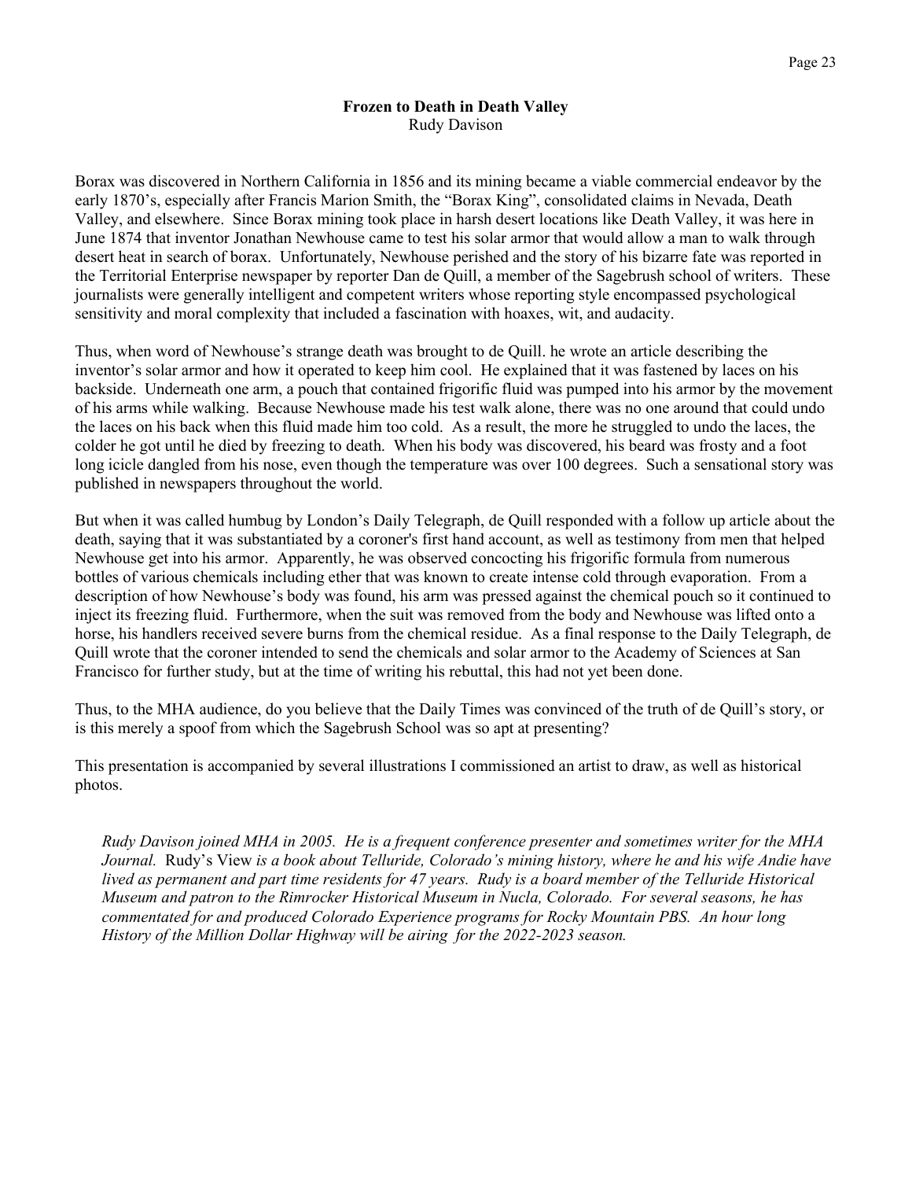**Frozen to Death in Death Valley**
Rudy Davison

Borax was discovered in Northern California in 1856 and its mining became a viable commercial endeavor by the early 1870's, especially after Francis Marion Smith, the "Borax King", consolidated claims in Nevada, Death Valley, and elsewhere. Since Borax mining took place in harsh desert locations like Death Valley, it was here in June 1874 that inventor Jonathan Newhouse came to test his solar armor that would allow a man to walk through desert heat in search of borax. Unfortunately, Newhouse perished and the story of his bizarre fate was reported in the Territorial Enterprise newspaper by reporter Dan de Quill, a member of the Sagebrush school of writers. These journalists were generally intelligent and competent writers whose reporting style encompassed psychological sensitivity and moral complexity that included a fascination with hoaxes, wit, and audacity.

Thus, when word of Newhouse's strange death was brought to de Quill. he wrote an article describing the inventor's solar armor and how it operated to keep him cool. He explained that it was fastened by laces on his backside. Underneath one arm, a pouch that contained frigorific fluid was pumped into his armor by the movement of his arms while walking. Because Newhouse made his test walk alone, there was no one around that could undo the laces on his back when this fluid made him too cold. As a result, the more he struggled to undo the laces, the colder he got until he died by freezing to death. When his body was discovered, his beard was frosty and a foot long icicle dangled from his nose, even though the temperature was over 100 degrees. Such a sensational story was published in newspapers throughout the world.

But when it was called humbug by London's Daily Telegraph, de Quill responded with a follow up article about the death, saying that it was substantiated by a coroner's first hand account, as well as testimony from men that helped Newhouse get into his armor. Apparently, he was observed concocting his frigorific formula from numerous bottles of various chemicals including ether that was known to create intense cold through evaporation. From a description of how Newhouse's body was found, his arm was pressed against the chemical pouch so it continued to inject its freezing fluid. Furthermore, when the suit was removed from the body and Newhouse was lifted onto a horse, his handlers received severe burns from the chemical residue. As a final response to the Daily Telegraph, de Quill wrote that the coroner intended to send the chemicals and solar armor to the Academy of Sciences at San Francisco for further study, but at the time of writing his rebuttal, this had not yet been done.

Thus, to the MHA audience, do you believe that the Daily Times was convinced of the truth of de Quill's story, or is this merely a spoof from which the Sagebrush School was so apt at presenting?

This presentation is accompanied by several illustrations I commissioned an artist to draw, as well as historical photos.

*Rudy Davison joined MHA in 2005. He is a frequent conference presenter and sometimes writer for the MHA Journal.* Rudy's View *is a book about Telluride, Colorado's mining history, where he and his wife Andie have lived as permanent and part time residents for 47 years. Rudy is a board member of the Telluride Historical Museum and patron to the Rimrocker Historical Museum in Nucla, Colorado. For several seasons, he has commentated for and produced Colorado Experience programs for Rocky Mountain PBS. An hour long History of the Million Dollar Highway will be airing for the 2022-2023 season.*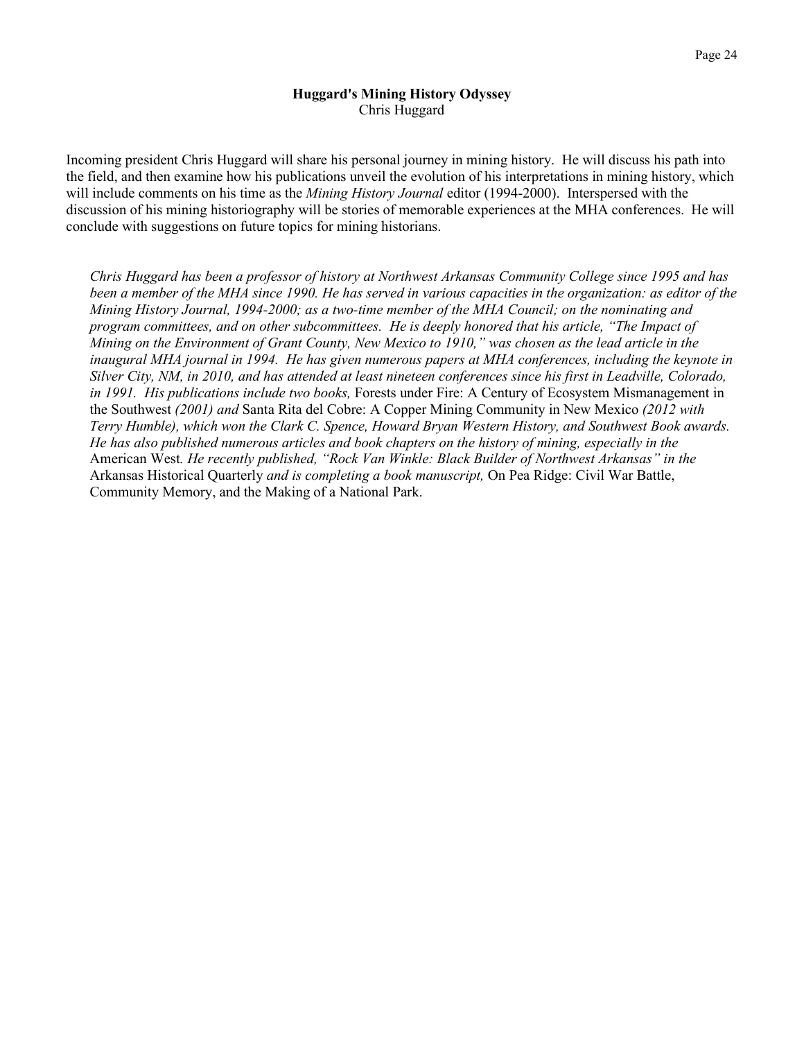**Huggard's Mining History Odyssey**
Chris Huggard

Incoming president Chris Huggard will share his personal journey in mining history. He will discuss his path into the field, and then examine how his publications unveil the evolution of his interpretations in mining history, which will include comments on his time as the *Mining History Journal* editor (1994-2000). Interspersed with the discussion of his mining historiography will be stories of memorable experiences at the MHA conferences. He will conclude with suggestions on future topics for mining historians.

*Chris Huggard has been a professor of history at Northwest Arkansas Community College since 1995 and has been a member of the MHA since 1990. He has served in various capacities in the organization: as editor of the Mining History Journal, 1994-2000; as a two-time member of the MHA Council; on the nominating and program committees, and on other subcommittees. He is deeply honored that his article, "The Impact of Mining on the Environment of Grant County, New Mexico to 1910," was chosen as the lead article in the inaugural MHA journal in 1994. He has given numerous papers at MHA conferences, including the keynote in Silver City, NM, in 2010, and has attended at least nineteen conferences since his first in Leadville, Colorado, in 1991. His publications include two books,* Forests under Fire: A Century of Ecosystem Mismanagement in the Southwest *(2001) and* Santa Rita del Cobre: A Copper Mining Community in New Mexico *(2012 with Terry Humble), which won the Clark C. Spence, Howard Bryan Western History, and Southwest Book awards. He has also published numerous articles and book chapters on the history of mining, especially in the* American West*. He recently published, "Rock Van Winkle: Black Builder of Northwest Arkansas" in the* Arkansas Historical Quarterly *and is completing a book manuscript,* On Pea Ridge: Civil War Battle, Community Memory, and the Making of a National Park.